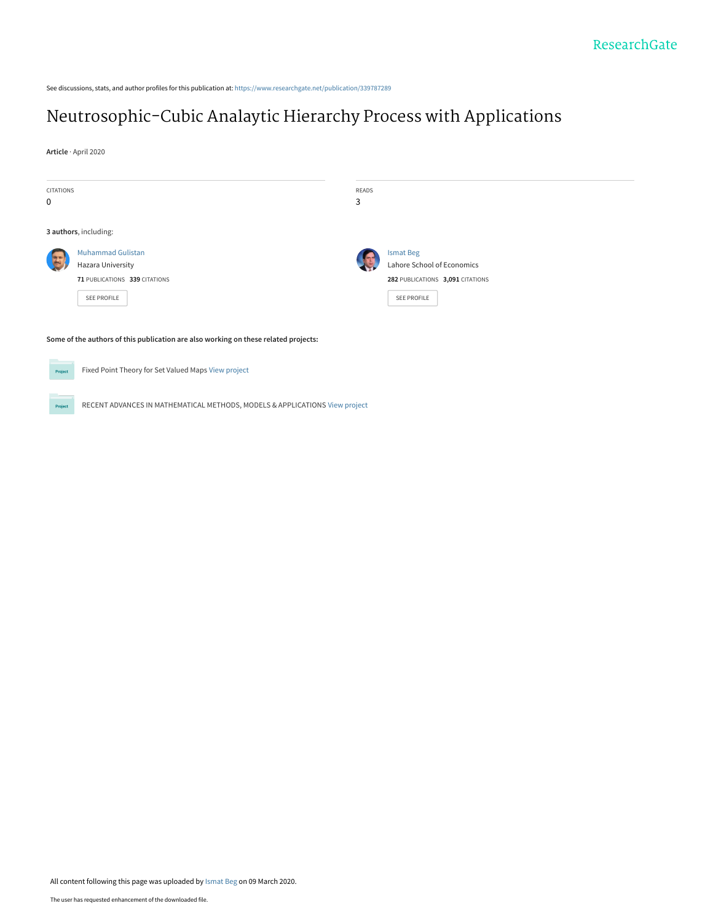See discussions, stats, and author profiles for this publication at: https://www.researchgate.net/publication/339787289

# Neutrosophic-Cubic Analaytic Hierarchy Process with Applications

**Article** · April 2020

| CITATIONS | READS |
| --- | --- |
| 0 | 3 |

**3 authors**, including:

Muhammad Gulistan
Hazara University
**71** PUBLICATIONS **339** CITATIONS
SEE PROFILE

Ismat Beg
Lahore School of Economics
**282** PUBLICATIONS **3,091** CITATIONS
SEE PROFILE

**Some of the authors of this publication are also working on these related projects:**

Fixed Point Theory for Set Valued Maps View project

RECENT ADVANCES IN MATHEMATICAL METHODS, MODELS & APPLICATIONS View project

All content following this page was uploaded by Ismat Beg on 09 March 2020.

The user has requested enhancement of the downloaded file.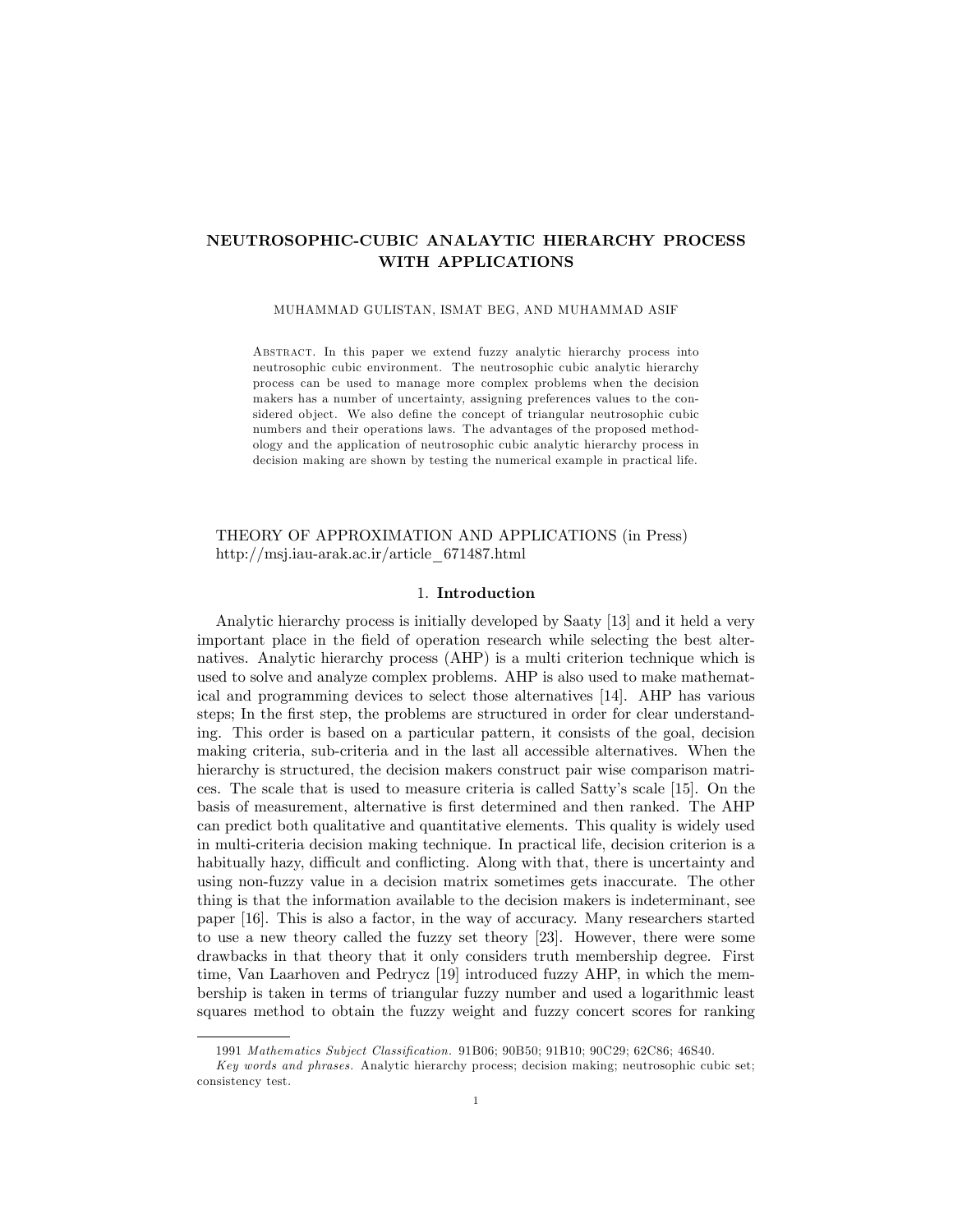# NEUTROSOPHIC-CUBIC ANALAYTIC HIERARCHY PROCESS WITH APPLICATIONS

MUHAMMAD GULISTAN, ISMAT BEG, AND MUHAMMAD ASIF

Abstract. In this paper we extend fuzzy analytic hierarchy process into neutrosophic cubic environment. The neutrosophic cubic analytic hierarchy process can be used to manage more complex problems when the decision makers has a number of uncertainty, assigning preferences values to the considered object. We also define the concept of triangular neutrosophic cubic numbers and their operations laws. The advantages of the proposed methodology and the application of neutrosophic cubic analytic hierarchy process in decision making are shown by testing the numerical example in practical life.

THEORY OF APPROXIMATION AND APPLICATIONS (in Press)
http://msj.iau-arak.ac.ir/article_671487.html

## 1. Introduction

Analytic hierarchy process is initially developed by Saaty [13] and it held a very important place in the field of operation research while selecting the best alternatives. Analytic hierarchy process (AHP) is a multi criterion technique which is used to solve and analyze complex problems. AHP is also used to make mathematical and programming devices to select those alternatives [14]. AHP has various steps; In the first step, the problems are structured in order for clear understanding. This order is based on a particular pattern, it consists of the goal, decision making criteria, sub-criteria and in the last all accessible alternatives. When the hierarchy is structured, the decision makers construct pair wise comparison matrices. The scale that is used to measure criteria is called Satty's scale [15]. On the basis of measurement, alternative is first determined and then ranked. The AHP can predict both qualitative and quantitative elements. This quality is widely used in multi-criteria decision making technique. In practical life, decision criterion is a habitually hazy, difficult and conflicting. Along with that, there is uncertainty and using non-fuzzy value in a decision matrix sometimes gets inaccurate. The other thing is that the information available to the decision makers is indeterminant, see paper [16]. This is also a factor, in the way of accuracy. Many researchers started to use a new theory called the fuzzy set theory [23]. However, there were some drawbacks in that theory that it only considers truth membership degree. First time, Van Laarhoven and Pedrycz [19] introduced fuzzy AHP, in which the membership is taken in terms of triangular fuzzy number and used a logarithmic least squares method to obtain the fuzzy weight and fuzzy concert scores for ranking

---

1991 *Mathematics Subject Classification.* 91B06; 90B50; 91B10; 90C29; 62C86; 46S40.

*Key words and phrases.* Analytic hierarchy process; decision making; neutrosophic cubic set; consistency test.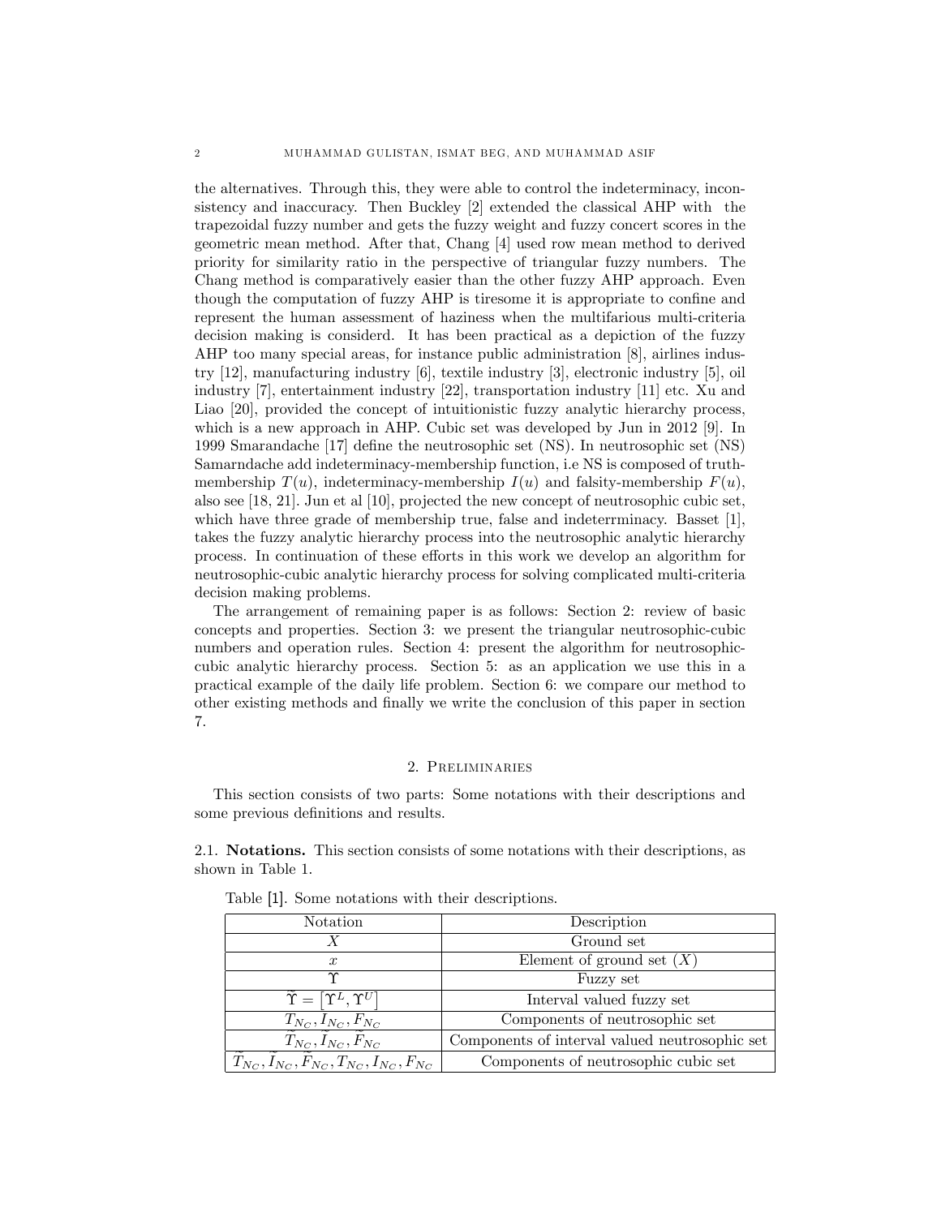the alternatives. Through this, they were able to control the indeterminacy, inconsistency and inaccuracy. Then Buckley [2] extended the classical AHP with the trapezoidal fuzzy number and gets the fuzzy weight and fuzzy concert scores in the geometric mean method. After that, Chang [4] used row mean method to derived priority for similarity ratio in the perspective of triangular fuzzy numbers. The Chang method is comparatively easier than the other fuzzy AHP approach. Even though the computation of fuzzy AHP is tiresome it is appropriate to confine and represent the human assessment of haziness when the multifarious multi-criteria decision making is considerd. It has been practical as a depiction of the fuzzy AHP too many special areas, for instance public administration [8], airlines industry [12], manufacturing industry [6], textile industry [3], electronic industry [5], oil industry [7], entertainment industry [22], transportation industry [11] etc. Xu and Liao [20], provided the concept of intuitionistic fuzzy analytic hierarchy process, which is a new approach in AHP. Cubic set was developed by Jun in 2012 [9]. In 1999 Smarandache [17] define the neutrosophic set (NS). In neutrosophic set (NS) Samarndache add indeterminacy-membership function, i.e NS is composed of truth-membership $T(u)$, indeterminacy-membership $I(u)$ and falsity-membership $F(u)$, also see [18, 21]. Jun et al [10], projected the new concept of neutrosophic cubic set, which have three grade of membership true, false and indeterrminacy. Basset [1], takes the fuzzy analytic hierarchy process into the neutrosophic analytic hierarchy process. In continuation of these efforts in this work we develop an algorithm for neutrosophic-cubic analytic hierarchy process for solving complicated multi-criteria decision making problems.

The arrangement of remaining paper is as follows: Section 2: review of basic concepts and properties. Section 3: we present the triangular neutrosophic-cubic numbers and operation rules. Section 4: present the algorithm for neutrosophic-cubic analytic hierarchy process. Section 5: as an application we use this in a practical example of the daily life problem. Section 6: we compare our method to other existing methods and finally we write the conclusion of this paper in section 7.

## 2. Preliminaries

This section consists of two parts: Some notations with their descriptions and some previous definitions and results.

### 2.1. Notations.

This section consists of some notations with their descriptions, as shown in Table 1.

Table [1]. Some notations with their descriptions.

| Notation | Description |
|---|---|
| $X$ | Ground set |
| $x$ | Element of ground set $(X)$ |
| $\Upsilon$ | Fuzzy set |
| $\widetilde{\Upsilon} = \left[\Upsilon^L, \Upsilon^U\right]$ | Interval valued fuzzy set |
| $T_{N_C}, I_{N_C}, F_{N_C}$ | Components of neutrosophic set |
| $\widetilde{T}_{N_C}, \widetilde{I}_{N_C}, \widetilde{F}_{N_C}$ | Components of interval valued neutrosophic set |
| $\widetilde{T}_{N_C}, \widetilde{I}_{N_C}, \widetilde{F}_{N_C}, T_{N_C}, I_{N_C}, F_{N_C}$ | Components of neutrosophic cubic set |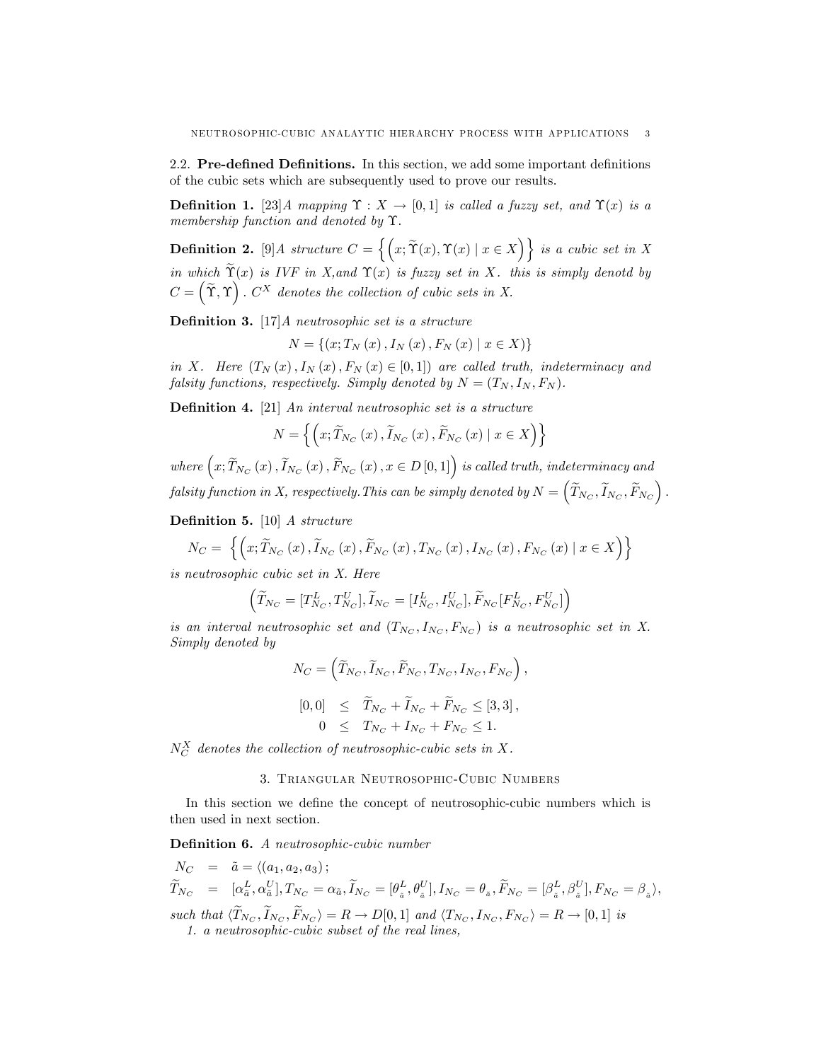2.2. **Pre-defined Definitions.** In this section, we add some important definitions of the cubic sets which are subsequently used to prove our results.

**Definition 1.** [23]*A mapping* $\Upsilon : X \to [0,1]$ *is called a fuzzy set, and* $\Upsilon(x)$ *is a membership function and denoted by* $\Upsilon$.

**Definition 2.** [9]*A structure* $C = \left\{ \left( x; \widetilde{\Upsilon}(x), \Upsilon(x) \mid x \in X \right) \right\}$ *is a cubic set in* $X$ *in which* $\widetilde{\Upsilon}(x)$ *is IVF in* $X$,*and* $\Upsilon(x)$ *is fuzzy set in* $X$. *this is simply denotd by* $C = \left( \widetilde{\Upsilon}, \Upsilon \right)$ . $C^X$ *denotes the collection of cubic sets in X.*

**Definition 3.** [17]*A neutrosophic set is a structure*

$$N = \{(x; T_N(x), I_N(x), F_N(x) \mid x \in X)\}$$

*in* $X$. *Here* $(T_N(x), I_N(x), F_N(x) \in [0,1])$ *are called truth, indeterminacy and falsity functions, respectively. Simply denoted by* $N = (T_N, I_N, F_N)$.

**Definition 4.** [21] *An interval neutrosophic set is a structure*

$$N = \left\{ \left( x; \widetilde{T}_{N_C}(x), \widetilde{I}_{N_C}(x), \widetilde{F}_{N_C}(x) \mid x \in X \right) \right\}$$

*where* $\left( x; \widetilde{T}_{N_C}(x), \widetilde{I}_{N_C}(x), \widetilde{F}_{N_C}(x), x \in D[0,1] \right)$ *is called truth, indeterminacy and falsity function in X, respectively.This can be simply denoted by* $N = \left( \widetilde{T}_{N_C}, \widetilde{I}_{N_C}, \widetilde{F}_{N_C} \right)$.

**Definition 5.** [10] *A structure*

$$N_C = \left\{ \left( x; \widetilde{T}_{N_C}(x), \widetilde{I}_{N_C}(x), \widetilde{F}_{N_C}(x), T_{N_C}(x), I_{N_C}(x), F_{N_C}(x) \mid x \in X \right) \right\}$$

*is neutrosophic cubic set in X. Here*

$$\left( \widetilde{T}_{N_C} = [T^L_{N_C}, T^U_{N_C}], \widetilde{I}_{N_C} = [I^L_{N_C}, I^U_{N_C}], \widetilde{F}_{N_C}[F^L_{N_C}, F^U_{N_C}] \right)$$

*is an interval neutrosophic set and* $(T_{N_C}, I_{N_C}, F_{N_C})$ *is a neutrosophic set in X. Simply denoted by*

$$N_C = \left( \widetilde{T}_{N_C}, \widetilde{I}_{N_C}, \widetilde{F}_{N_C}, T_{N_C}, I_{N_C}, F_{N_C} \right),$$

$$\begin{aligned} [0,0] &\leq \widetilde{T}_{N_C} + \widetilde{I}_{N_C} + \widetilde{F}_{N_C} \leq [3,3], \\ 0 &\leq T_{N_C} + I_{N_C} + F_{N_C} \leq 1. \end{aligned}$$

$N^X_C$ *denotes the collection of neutrosophic-cubic sets in X.*

## 3. Triangular Neutrosophic-Cubic Numbers

In this section we define the concept of neutrosophic-cubic numbers which is then used in next section.

**Definition 6.** *A neutrosophic-cubic number*

$$\begin{aligned} N_C &= \tilde{a} = \langle (a_1, a_2, a_3); \\ \widetilde{T}_{N_C} &= [\alpha^L_{\tilde{a}}, \alpha^U_{\tilde{a}}], T_{N_C} = \alpha_{\tilde{a}}, \widetilde{I}_{N_C} = [\theta^L_{\tilde{a}}, \theta^U_{\tilde{a}}], I_{N_C} = \theta_{\tilde{a}}, \widetilde{F}_{N_C} = [\beta^L_{\tilde{a}}, \beta^U_{\tilde{a}}], F_{N_C} = \beta_{\tilde{a}} \rangle, \end{aligned}$$

*such that* $\langle \widetilde{T}_{N_C}, \widetilde{I}_{N_C}, \widetilde{F}_{N_C} \rangle = R \to D[0,1]$ *and* $\langle T_{N_C}, I_{N_C}, F_{N_C} \rangle = R \to [0,1]$ *is*

1. *a neutrosophic-cubic subset of the real lines,*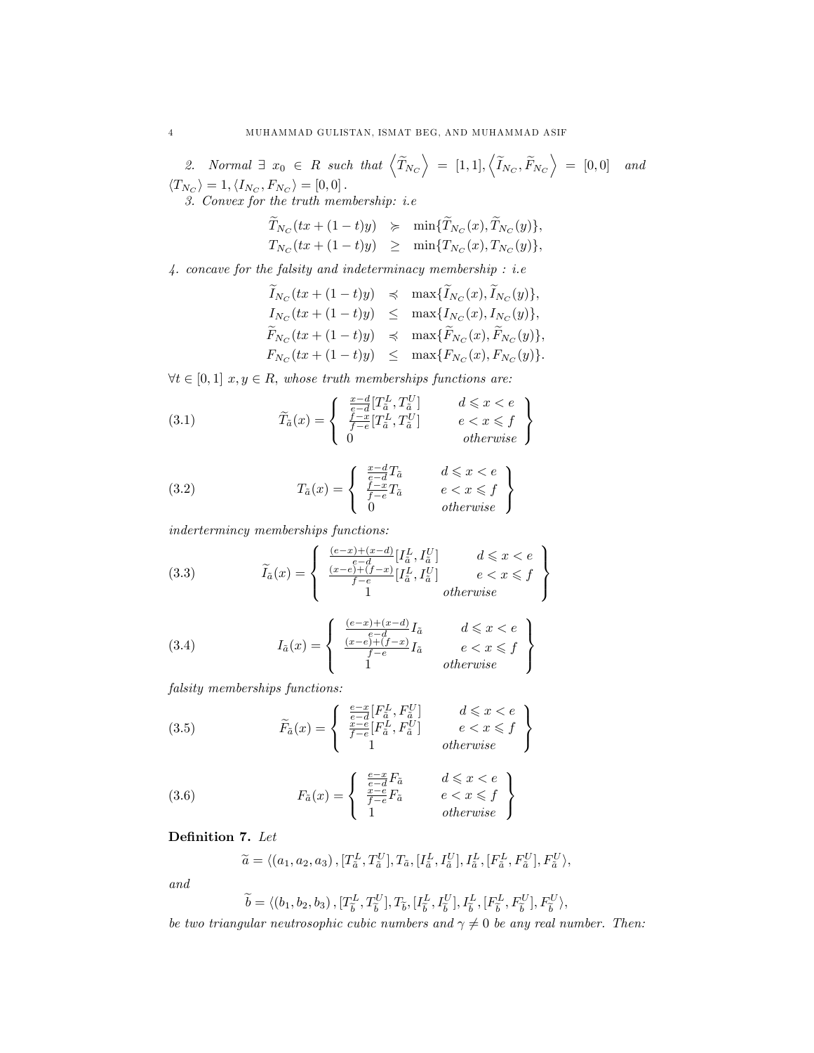*2. Normal* $\exists\ x_0 \in R$ *such that* $\left\langle \widetilde{T}_{N_C} \right\rangle = [1,1], \left\langle \widetilde{I}_{N_C}, \widetilde{F}_{N_C} \right\rangle = [0,0]$ *and* $\langle T_{N_C} \rangle = 1, \langle I_{N_C}, F_{N_C} \rangle = [0,0]$.

*3. Convex for the truth membership: i.e*

$$
\begin{aligned}
\widetilde{T}_{N_C}(tx+(1-t)y) &\succcurlyeq \min\{\widetilde{T}_{N_C}(x), \widetilde{T}_{N_C}(y)\}, \\
T_{N_C}(tx+(1-t)y) &\geq \min\{T_{N_C}(x), T_{N_C}(y)\},
\end{aligned}
$$

*4. concave for the falsity and indeterminacy membership : i.e*

$$
\begin{aligned}
\widetilde{I}_{N_C}(tx+(1-t)y) &\preccurlyeq \max\{\widetilde{I}_{N_C}(x), \widetilde{I}_{N_C}(y)\}, \\
I_{N_C}(tx+(1-t)y) &\leq \max\{I_{N_C}(x), I_{N_C}(y)\}, \\
\widetilde{F}_{N_C}(tx+(1-t)y) &\preccurlyeq \max\{\widetilde{F}_{N_C}(x), \widetilde{F}_{N_C}(y)\}, \\
F_{N_C}(tx+(1-t)y) &\leq \max\{F_{N_C}(x), F_{N_C}(y)\}.
\end{aligned}
$$

$\forall t \in [0,1]\ x, y \in R$, *whose truth memberships functions are:*

$$
\widetilde{T}_{\tilde{a}}(x) = \left\{ \begin{array}{ll} \frac{x-d}{e-d}[T^L_{\tilde{a}}, T^U_{\tilde{a}}] & d \leqslant x < e \\ \frac{f-x}{f-e}[T^L_{\tilde{a}}, T^U_{\tilde{a}}] & e < x \leqslant f \\ 0 & otherwise \end{array} \right\} \tag{3.1}
$$

$$
T_{\tilde{a}}(x) = \left\{ \begin{array}{ll} \frac{x-d}{e-d}T_{\tilde{a}} & d \leqslant x < e \\ \frac{f-x}{f-e}T_{\tilde{a}} & e < x \leqslant f \\ 0 & otherwise \end{array} \right\} \tag{3.2}
$$

*indertermincy memberships functions:*

$$
\widetilde{I}_{\tilde{a}}(x) = \left\{ \begin{array}{ll} \frac{(e-x)+(x-d)}{e-d}[I^L_{\tilde{a}}, I^U_{\tilde{a}}] & d \leqslant x < e \\ \frac{(x-e)+(f-x)}{f-e}[I^L_{\tilde{a}}, I^U_{\tilde{a}}] & e < x \leqslant f \\ 1 & otherwise \end{array} \right\} \tag{3.3}
$$

$$
I_{\tilde{a}}(x) = \left\{ \begin{array}{ll} \frac{(e-x)+(x-d)}{e-d}I_{\tilde{a}} & d \leqslant x < e \\ \frac{(x-e)+(f-x)}{f-e}I_{\tilde{a}} & e < x \leqslant f \\ 1 & otherwise \end{array} \right\} \tag{3.4}
$$

*falsity memberships functions:*

$$
\widetilde{F}_{\tilde{a}}(x) = \left\{ \begin{array}{ll} \frac{e-x}{e-d}[F^L_{\tilde{a}}, F^U_{\tilde{a}}] & d \leqslant x < e \\ \frac{x-e}{f-e}[F^L_{\tilde{a}}, F^U_{\tilde{a}}] & e < x \leqslant f \\ 1 & otherwise \end{array} \right\} \tag{3.5}
$$

$$
F_{\tilde{a}}(x) = \left\{ \begin{array}{ll} \frac{e-x}{e-d}F_{\tilde{a}} & d \leqslant x < e \\ \frac{x-e}{f-e}F_{\tilde{a}} & e < x \leqslant f \\ 1 & otherwise \end{array} \right\} \tag{3.6}
$$

**Definition 7.** *Let*

$$
\widetilde{a} = \langle (a_1, a_2, a_3), [T^L_{\tilde{a}}, T^U_{\tilde{a}}], T_{\tilde{a}}, [I^L_{\tilde{a}}, I^U_{\tilde{a}}], I^L_{\tilde{a}}, [F^L_{\tilde{a}}, F^U_{\tilde{a}}], F^U_{\tilde{a}} \rangle,
$$

*and*

$$
\widetilde{b} = \langle (b_1, b_2, b_3), [T^L_{\tilde{b}}, T^U_{\tilde{b}}], T_{\tilde{b}}, [I^L_{\tilde{b}}, I^U_{\tilde{b}}], I^L_{\tilde{b}}, [F^L_{\tilde{b}}, F^U_{\tilde{b}}], F^U_{\tilde{b}} \rangle,
$$

*be two triangular neutrosophic cubic numbers and* $\gamma \neq 0$ *be any real number. Then:*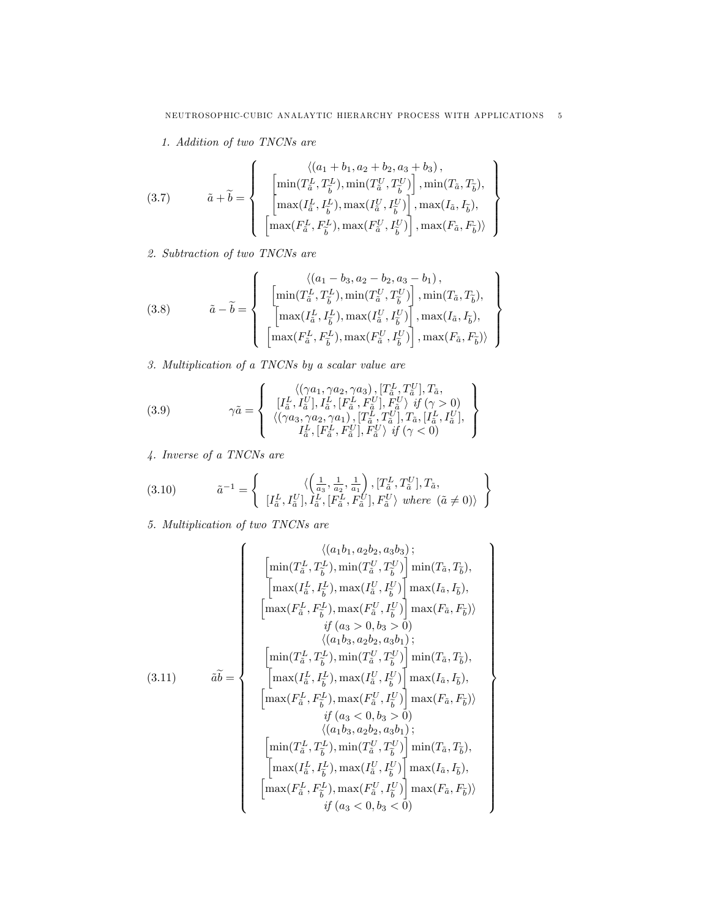*1. Addition of two TNCNs are*

$$\tilde{a}+\widetilde{b}=\left\{\begin{array}{c}\langle(a_1+b_1,a_2+b_2,a_3+b_3)\,,\\ \left[\min(T^L_{\tilde{a}},T^L_{\widetilde{b}}),\min(T^U_{\tilde{a}},T^U_{\widetilde{b}})\right],\min(T_{\tilde{a}},T_{\widetilde{b}}),\\ \left[\max(I^L_{\tilde{a}},I^L_{\widetilde{b}}),\max(I^U_{\tilde{a}},I^U_{\widetilde{b}})\right],\max(I_{\tilde{a}},I_{\widetilde{b}}),\\ \left[\max(F^L_{\tilde{a}},F^L_{\widetilde{b}}),\max(F^U_{\tilde{a}},I^U_{\widetilde{b}})\right],\max(F_{\tilde{a}},F_{\widetilde{b}})\rangle\end{array}\right\} \tag{3.7}$$

*2. Subtraction of two TNCNs are*

$$\tilde{a}-\widetilde{b}=\left\{\begin{array}{c}\langle(a_1-b_3,a_2-b_2,a_3-b_1)\,,\\ \left[\min(T^L_{\tilde{a}},T^L_{\widetilde{b}}),\min(T^U_{\tilde{a}},T^U_{\widetilde{b}})\right],\min(T_{\tilde{a}},T_{\widetilde{b}}),\\ \left[\max(I^L_{\tilde{a}},I^L_{\widetilde{b}}),\max(I^U_{\tilde{a}},I^U_{\widetilde{b}})\right],\max(I_{\tilde{a}},I_{\widetilde{b}}),\\ \left[\max(F^L_{\tilde{a}},F^L_{\widetilde{b}}),\max(F^U_{\tilde{a}},I^U_{\widetilde{b}})\right],\max(F_{\tilde{a}},F_{\widetilde{b}})\rangle\end{array}\right\} \tag{3.8}$$

*3. Multiplication of a TNCNs by a scalar value are*

$$\gamma\tilde{a}=\left\{\begin{array}{c}\langle(\gamma a_1,\gamma a_2,\gamma a_3)\,,[T^L_{\tilde{a}},T^U_{\tilde{a}}],T_{\tilde{a}},\\ [I^L_{\tilde{a}},I^U_{\tilde{a}}],I^L_{\tilde{a}},[F^L_{\tilde{a}},F^U_{\tilde{a}}],F^U_{\tilde{a}}\rangle\ \textit{if}\ (\gamma>0)\\ \langle(\gamma a_3,\gamma a_2,\gamma a_1)\,,[T^L_{\tilde{a}},T^U_{\tilde{a}}],T_{\tilde{a}},[I^L_{\tilde{a}},I^U_{\tilde{a}}],\\ I^L_{\tilde{a}},[F^L_{\tilde{a}},F^U_{\tilde{a}}],F^U_{\tilde{a}}\rangle\ \textit{if}\ (\gamma<0)\end{array}\right\} \tag{3.9}$$

*4. Inverse of a TNCNs are*

$$\tilde{a}^{-1}=\left\{\begin{array}{c}\langle\left(\frac{1}{a_3},\frac{1}{a_2},\frac{1}{a_1}\right),[T^L_{\tilde{a}},T^U_{\tilde{a}}],T_{\tilde{a}},\\ [I^L_{\tilde{a}},I^U_{\tilde{a}}],I^L_{\tilde{a}},[F^L_{\tilde{a}},F^U_{\tilde{a}}],F^U_{\tilde{a}}\rangle\ \textit{where}\ (\tilde{a}\neq 0)\rangle\end{array}\right\} \tag{3.10}$$

*5. Multiplication of two TNCNs are*

$$\tilde{a}\widetilde{b}=\left\{\begin{array}{c}\langle(a_1b_1,a_2b_2,a_3b_3)\,;\\ \left[\min(T^L_{\tilde{a}},T^L_{\widetilde{b}}),\min(T^U_{\tilde{a}},T^U_{\widetilde{b}})\right]\min(T_{\tilde{a}},T_{\widetilde{b}}),\\ \left[\max(I^L_{\tilde{a}},I^L_{\widetilde{b}}),\max(I^U_{\tilde{a}},I^U_{\widetilde{b}})\right]\max(I_{\tilde{a}},I_{\widetilde{b}}),\\ \left[\max(F^L_{\tilde{a}},F^L_{\widetilde{b}}),\max(F^U_{\tilde{a}},I^U_{\widetilde{b}})\right]\max(F_{\tilde{a}},F_{\widetilde{b}})\rangle\\ \textit{if}\ (a_3>0,b_3>0)\\ \langle(a_1b_3,a_2b_2,a_3b_1)\,;\\ \left[\min(T^L_{\tilde{a}},T^L_{\widetilde{b}}),\min(T^U_{\tilde{a}},T^U_{\widetilde{b}})\right]\min(T_{\tilde{a}},T_{\widetilde{b}}),\\ \left[\max(I^L_{\tilde{a}},I^L_{\widetilde{b}}),\max(I^U_{\tilde{a}},I^U_{\widetilde{b}})\right]\max(I_{\tilde{a}},I_{\widetilde{b}}),\\ \left[\max(F^L_{\tilde{a}},F^L_{\widetilde{b}}),\max(F^U_{\tilde{a}},I^U_{\widetilde{b}})\right]\max(F_{\tilde{a}},F_{\widetilde{b}})\rangle\\ \textit{if}\ (a_3<0,b_3>0)\\ \langle(a_1b_3,a_2b_2,a_3b_1)\,;\\ \left[\min(T^L_{\tilde{a}},T^L_{\widetilde{b}}),\min(T^U_{\tilde{a}},T^U_{\widetilde{b}})\right]\min(T_{\tilde{a}},T_{\widetilde{b}}),\\ \left[\max(I^L_{\tilde{a}},I^L_{\widetilde{b}}),\max(I^U_{\tilde{a}},I^U_{\widetilde{b}})\right]\max(I_{\tilde{a}},I_{\widetilde{b}}),\\ \left[\max(F^L_{\tilde{a}},F^L_{\widetilde{b}}),\max(F^U_{\tilde{a}},I^U_{\widetilde{b}})\right]\max(F_{\tilde{a}},F_{\widetilde{b}})\rangle\\ \textit{if}\ (a_3<0,b_3<0)\end{array}\right\} \tag{3.11}$$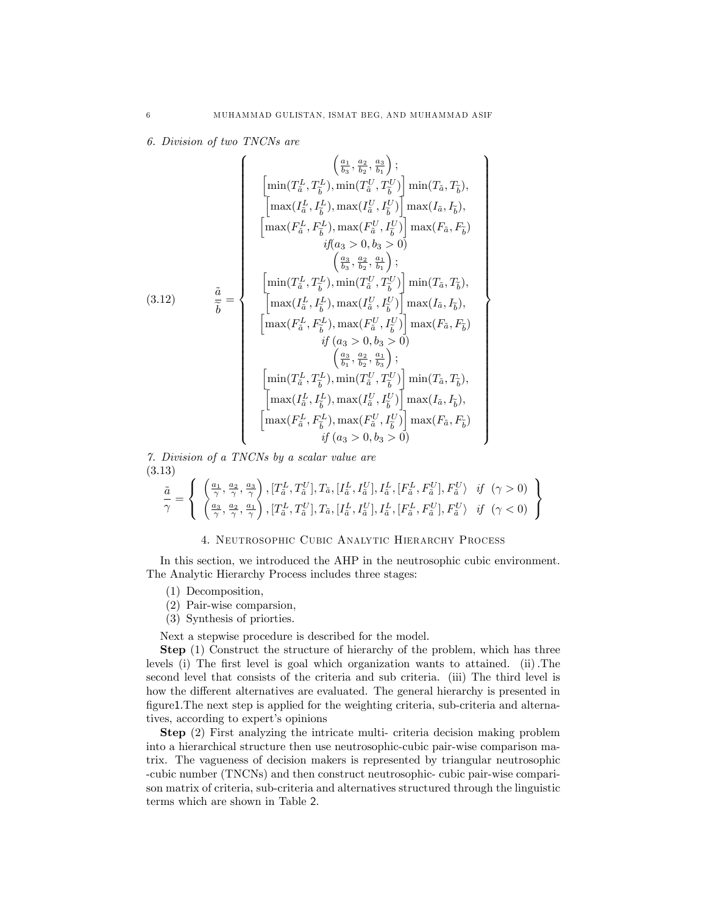*6. Division of two TNCNs are*

$$
\frac{\tilde{a}}{\tilde{b}} = \left\{ \begin{array}{c}
\left(\frac{a_1}{b_3}, \frac{a_2}{b_2}, \frac{a_3}{b_1}\right); \\
\left[\min(T^L_{\tilde{a}}, T^L_{\tilde{b}}), \min(T^U_{\tilde{a}}, T^U_{\tilde{b}})\right] \min(T_{\tilde{a}}, T_{\tilde{b}}), \\
\left[\max(I^L_{\tilde{a}}, I^L_{\tilde{b}}), \max(I^U_{\tilde{a}}, I^U_{\tilde{b}})\right] \max(I_{\tilde{a}}, I_{\tilde{b}}), \\
\left[\max(F^L_{\tilde{a}}, F^L_{\tilde{b}}), \max(F^U_{\tilde{a}}, I^U_{\tilde{b}})\right] \max(F_{\tilde{a}}, F_{\tilde{b}}) \\
if (a_3 > 0, b_3 > 0) \\
\left(\frac{a_3}{b_3}, \frac{a_2}{b_2}, \frac{a_1}{b_1}\right); \\
\left[\min(T^L_{\tilde{a}}, T^L_{\tilde{b}}), \min(T^U_{\tilde{a}}, T^U_{\tilde{b}})\right] \min(T_{\tilde{a}}, T_{\tilde{b}}), \\
\left[\max(I^L_{\tilde{a}}, I^L_{\tilde{b}}), \max(I^U_{\tilde{a}}, I^U_{\tilde{b}})\right] \max(I_{\tilde{a}}, I_{\tilde{b}}), \\
\left[\max(F^L_{\tilde{a}}, F^L_{\tilde{b}}), \max(F^U_{\tilde{a}}, I^U_{\tilde{b}})\right] \max(F_{\tilde{a}}, F_{\tilde{b}}) \\
if \ (a_3 > 0, b_3 > 0) \\
\left(\frac{a_3}{b_1}, \frac{a_2}{b_2}, \frac{a_1}{b_3}\right); \\
\left[\min(T^L_{\tilde{a}}, T^L_{\tilde{b}}), \min(T^U_{\tilde{a}}, T^U_{\tilde{b}})\right] \min(T_{\tilde{a}}, T_{\tilde{b}}), \\
\left[\max(I^L_{\tilde{a}}, I^L_{\tilde{b}}), \max(I^U_{\tilde{a}}, I^U_{\tilde{b}})\right] \max(I_{\tilde{a}}, I_{\tilde{b}}), \\
\left[\max(F^L_{\tilde{a}}, F^L_{\tilde{b}}), \max(F^U_{\tilde{a}}, I^U_{\tilde{b}})\right] \max(F_{\tilde{a}}, F_{\tilde{b}}) \\
if \ (a_3 > 0, b_3 > 0)
\end{array} \right\} \tag{3.12}
$$

*7. Division of a TNCNs by a scalar value are*

$$
\frac{\tilde{a}}{\gamma} = \left\{ \begin{array}{c}
\left(\frac{a_1}{\gamma}, \frac{a_2}{\gamma}, \frac{a_3}{\gamma}\right), [T^L_{\tilde{a}}, T^U_{\tilde{a}}], T_{\tilde{a}}, [I^L_{\tilde{a}}, I^U_{\tilde{a}}], I^L_{\tilde{a}}, [F^L_{\tilde{a}}, F^U_{\tilde{a}}], F^U_{\tilde{a}} \rangle \quad if \ \ (\gamma > 0) \\
\left(\frac{a_3}{\gamma}, \frac{a_2}{\gamma}, \frac{a_1}{\gamma}\right), [T^L_{\tilde{a}}, T^U_{\tilde{a}}], T_{\tilde{a}}, [I^L_{\tilde{a}}, I^U_{\tilde{a}}], I^L_{\tilde{a}}, [F^L_{\tilde{a}}, F^U_{\tilde{a}}], F^U_{\tilde{a}} \rangle \quad if \ \ (\gamma < 0)
\end{array} \right\} \tag{3.13}
$$

## 4. Neutrosophic Cubic Analytic Hierarchy Process

In this section, we introduced the AHP in the neutrosophic cubic environment. The Analytic Hierarchy Process includes three stages:

1. Decomposition,
2. Pair-wise comparsion,
3. Synthesis of priorties.

Next a stepwise procedure is described for the model.

**Step** (1) Construct the structure of hierarchy of the problem, which has three levels (i) The first level is goal which organization wants to attained. (ii).The second level that consists of the criteria and sub criteria. (iii) The third level is how the different alternatives are evaluated. The general hierarchy is presented in figure1.The next step is applied for the weighting criteria, sub-criteria and alternatives, according to expert's opinions

**Step** (2) First analyzing the intricate multi- criteria decision making problem into a hierarchical structure then use neutrosophic-cubic pair-wise comparison matrix. The vagueness of decision makers is represented by triangular neutrosophic -cubic number (TNCNs) and then construct neutrosophic- cubic pair-wise comparison matrix of criteria, sub-criteria and alternatives structured through the linguistic terms which are shown in Table 2.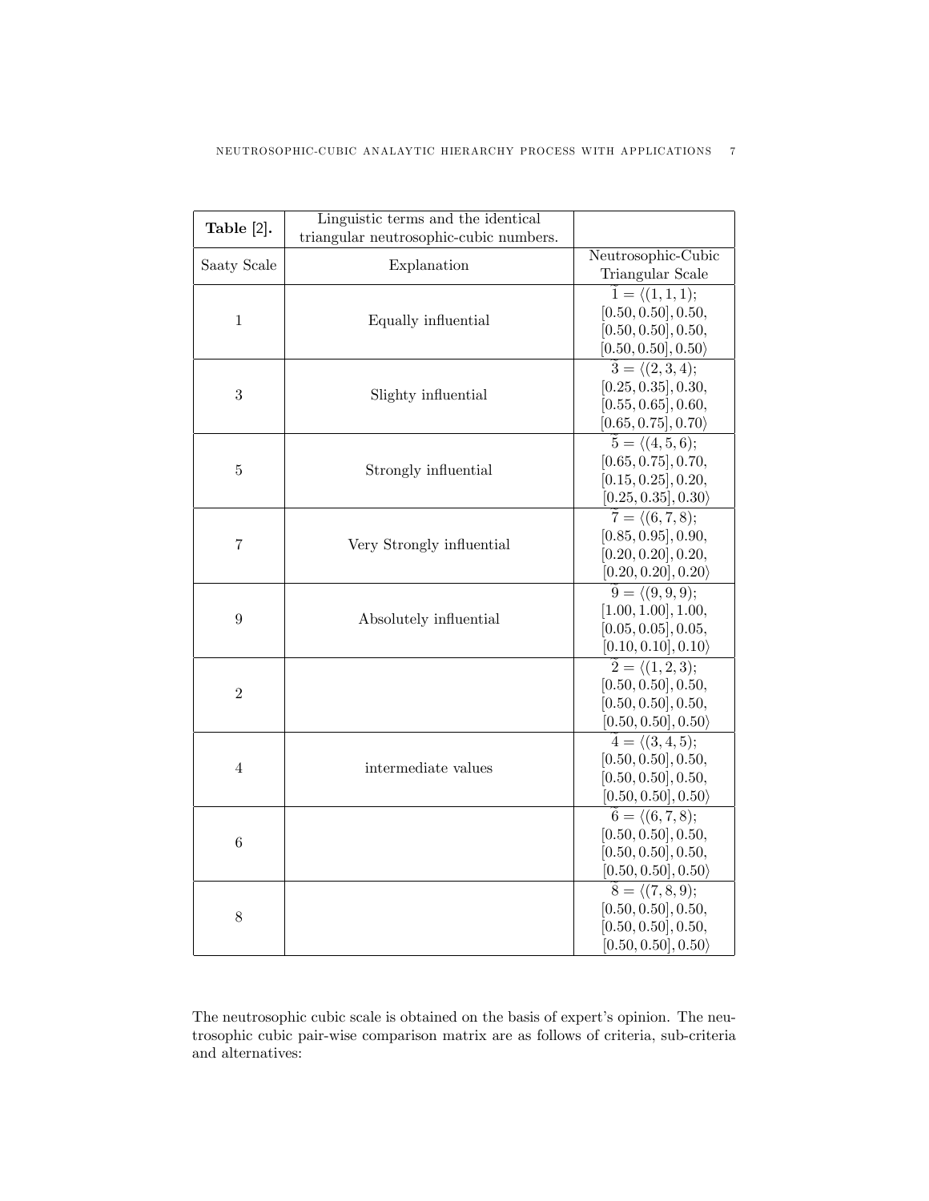| **Table [2].** | Linguistic terms and the identical triangular neutrosophic-cubic numbers. | |
|---|---|---|
| Saaty Scale | Explanation | Neutrosophic-Cubic Triangular Scale |
| 1 | Equally influential | $\tilde{1} = \langle(1,1,1); [0.50, 0.50], 0.50, [0.50, 0.50], 0.50, [0.50, 0.50], 0.50\rangle$ |
| 3 | Slighty influential | $\tilde{3} = \langle(2,3,4); [0.25, 0.35], 0.30, [0.55, 0.65], 0.60, [0.65, 0.75], 0.70\rangle$ |
| 5 | Strongly influential | $\tilde{5} = \langle(4,5,6); [0.65, 0.75], 0.70, [0.15, 0.25], 0.20, [0.25, 0.35], 0.30\rangle$ |
| 7 | Very Strongly influential | $\tilde{7} = \langle(6,7,8); [0.85, 0.95], 0.90, [0.20, 0.20], 0.20, [0.20, 0.20], 0.20\rangle$ |
| 9 | Absolutely influential | $\tilde{9} = \langle(9,9,9); [1.00, 1.00], 1.00, [0.05, 0.05], 0.05, [0.10, 0.10], 0.10\rangle$ |
| 2 | | $\tilde{2} = \langle(1,2,3); [0.50, 0.50], 0.50, [0.50, 0.50], 0.50, [0.50, 0.50], 0.50\rangle$ |
| 4 | intermediate values | $\tilde{4} = \langle(3,4,5); [0.50, 0.50], 0.50, [0.50, 0.50], 0.50, [0.50, 0.50], 0.50\rangle$ |
| 6 | | $\tilde{6} = \langle(6,7,8); [0.50, 0.50], 0.50, [0.50, 0.50], 0.50, [0.50, 0.50], 0.50\rangle$ |
| 8 | | $\tilde{8} = \langle(7,8,9); [0.50, 0.50], 0.50, [0.50, 0.50], 0.50, [0.50, 0.50], 0.50\rangle$ |

The neutrosophic cubic scale is obtained on the basis of expert's opinion. The neutrosophic cubic pair-wise comparison matrix are as follows of criteria, sub-criteria and alternatives: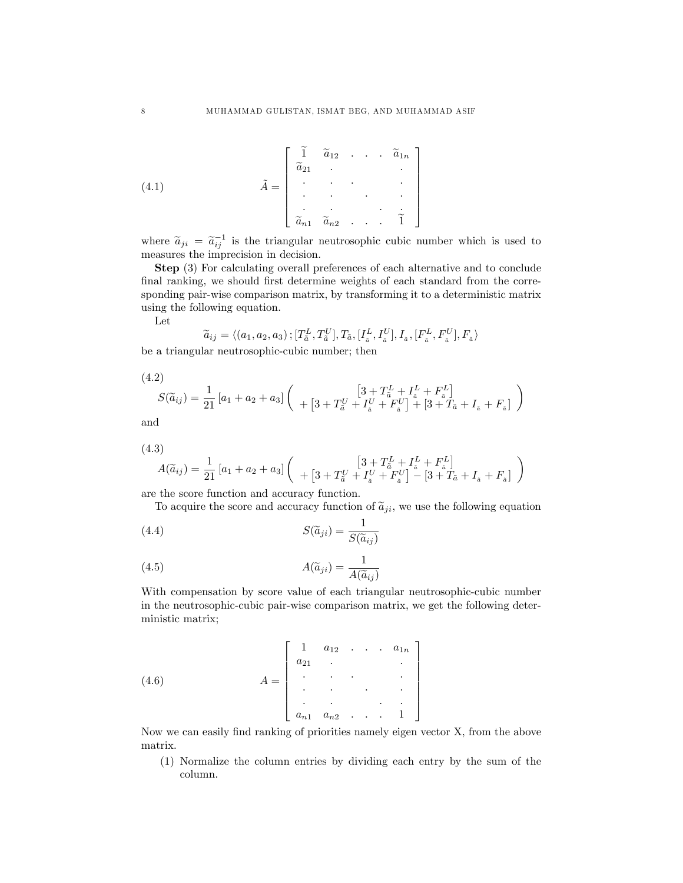$$
\tilde{A} = \begin{bmatrix} \widetilde{1} & \widetilde{a}_{12} & . & . & . & \widetilde{a}_{1n} \\ \widetilde{a}_{21} & . & & & & . \\ . & . & . & & & . \\ . & . & & . & & . \\ . & . & & & . & . \\ \widetilde{a}_{n1} & \widetilde{a}_{n2} & . & . & . & \widetilde{1} \end{bmatrix} \tag{4.1}
$$

where $\widetilde{a}_{ji} = \widetilde{a}_{ij}^{-1}$ is the triangular neutrosophic cubic number which is used to measures the imprecision in decision.

**Step** (3) For calculating overall preferences of each alternative and to conclude final ranking, we should first determine weights of each standard from the corresponding pair-wise comparison matrix, by transforming it to a deterministic matrix using the following equation.

Let

$$
\widetilde{a}_{ij} = \langle (a_1, a_2, a_3) \, ; [T_{\tilde{a}}^L, T_{\tilde{a}}^U], T_{\tilde{a}}, [I_{\tilde{a}}^L, I_{\tilde{a}}^U], I_{\tilde{a}}, [F_{\tilde{a}}^L, F_{\tilde{a}}^U], F_{\tilde{a}} \rangle
$$

be a triangular neutrosophic-cubic number; then

$$
S(\widetilde{a}_{ij}) = \frac{1}{21} [a_1 + a_2 + a_3] \left( \begin{array}{c} \left[3 + T_{\tilde{a}}^L + I_{\tilde{a}}^L + F_{\tilde{a}}^L\right] \\ + \left[3 + T_{\tilde{a}}^U + I_{\tilde{a}}^U + F_{\tilde{a}}^U\right] + \left[3 + T_{\tilde{a}} + I_{\tilde{a}} + F_{\tilde{a}}\right] \end{array} \right) \tag{4.2}
$$

and

$$
A(\widetilde{a}_{ij}) = \frac{1}{21} [a_1 + a_2 + a_3] \left( \begin{array}{c} \left[3 + T_{\tilde{a}}^L + I_{\tilde{a}}^L + F_{\tilde{a}}^L\right] \\ + \left[3 + T_{\tilde{a}}^U + I_{\tilde{a}}^U + F_{\tilde{a}}^U\right] - \left[3 + T_{\tilde{a}} + I_{\tilde{a}} + F_{\tilde{a}}\right] \end{array} \right) \tag{4.3}
$$

are the score function and accuracy function.

To acquire the score and accuracy function of $\widetilde{a}_{ji}$, we use the following equation

$$
S(\widetilde{a}_{ji}) = \frac{1}{S(\widetilde{a}_{ij})} \tag{4.4}
$$

$$
A(\widetilde{a}_{ji}) = \frac{1}{A(\widetilde{a}_{ij})} \tag{4.5}
$$

With compensation by score value of each triangular neutrosophic-cubic number in the neutrosophic-cubic pair-wise comparison matrix, we get the following deterministic matrix;

$$
A = \begin{bmatrix} 1 & a_{12} & . & . & . & a_{1n} \\ a_{21} & . & & & & . \\ . & . & . & & & . \\ . & . & & . & & . \\ . & . & & & . & . \\ a_{n1} & a_{n2} & . & . & . & 1 \end{bmatrix} \tag{4.6}
$$

Now we can easily find ranking of priorities namely eigen vector X, from the above matrix.

(1) Normalize the column entries by dividing each entry by the sum of the column.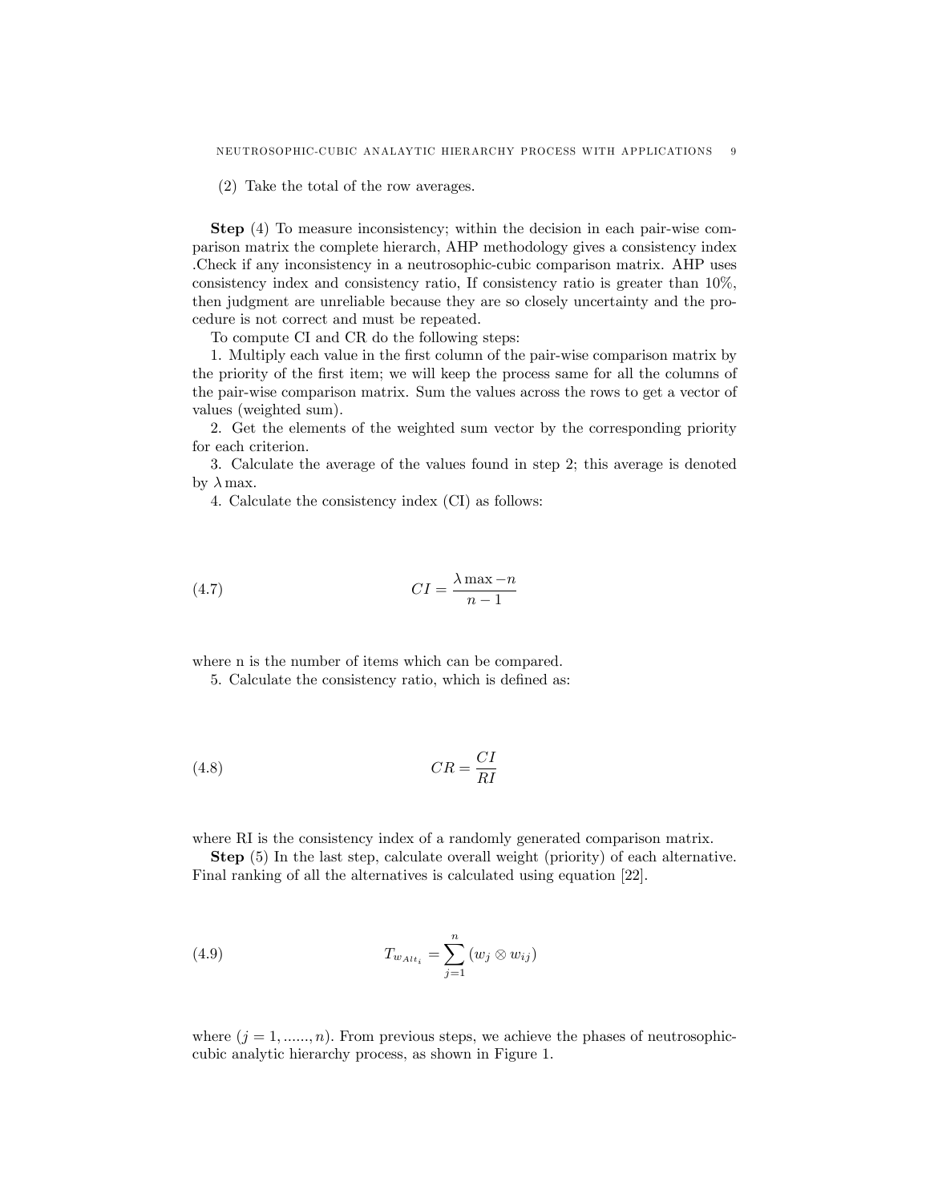(2) Take the total of the row averages.

**Step** (4) To measure inconsistency; within the decision in each pair-wise comparison matrix the complete hierarch, AHP methodology gives a consistency index .Check if any inconsistency in a neutrosophic-cubic comparison matrix. AHP uses consistency index and consistency ratio, If consistency ratio is greater than 10%, then judgment are unreliable because they are so closely uncertainty and the procedure is not correct and must be repeated.

To compute CI and CR do the following steps:

1. Multiply each value in the first column of the pair-wise comparison matrix by the priority of the first item; we will keep the process same for all the columns of the pair-wise comparison matrix. Sum the values across the rows to get a vector of values (weighted sum).

2. Get the elements of the weighted sum vector by the corresponding priority for each criterion.

3. Calculate the average of the values found in step 2; this average is denoted by $\lambda \max$.

4. Calculate the consistency index (CI) as follows:

$$CI = \frac{\lambda \max - n}{n - 1} \tag{4.7}$$

where n is the number of items which can be compared.

5. Calculate the consistency ratio, which is defined as:

$$CR = \frac{CI}{RI} \tag{4.8}$$

where RI is the consistency index of a randomly generated comparison matrix.

**Step** (5) In the last step, calculate overall weight (priority) of each alternative. Final ranking of all the alternatives is calculated using equation [22].

$$T_{w_{Alt_i}} = \sum_{j=1}^{n} (w_j \otimes w_{ij}) \tag{4.9}$$

where $(j = 1, ......, n)$. From previous steps, we achieve the phases of neutrosophic-cubic analytic hierarchy process, as shown in Figure 1.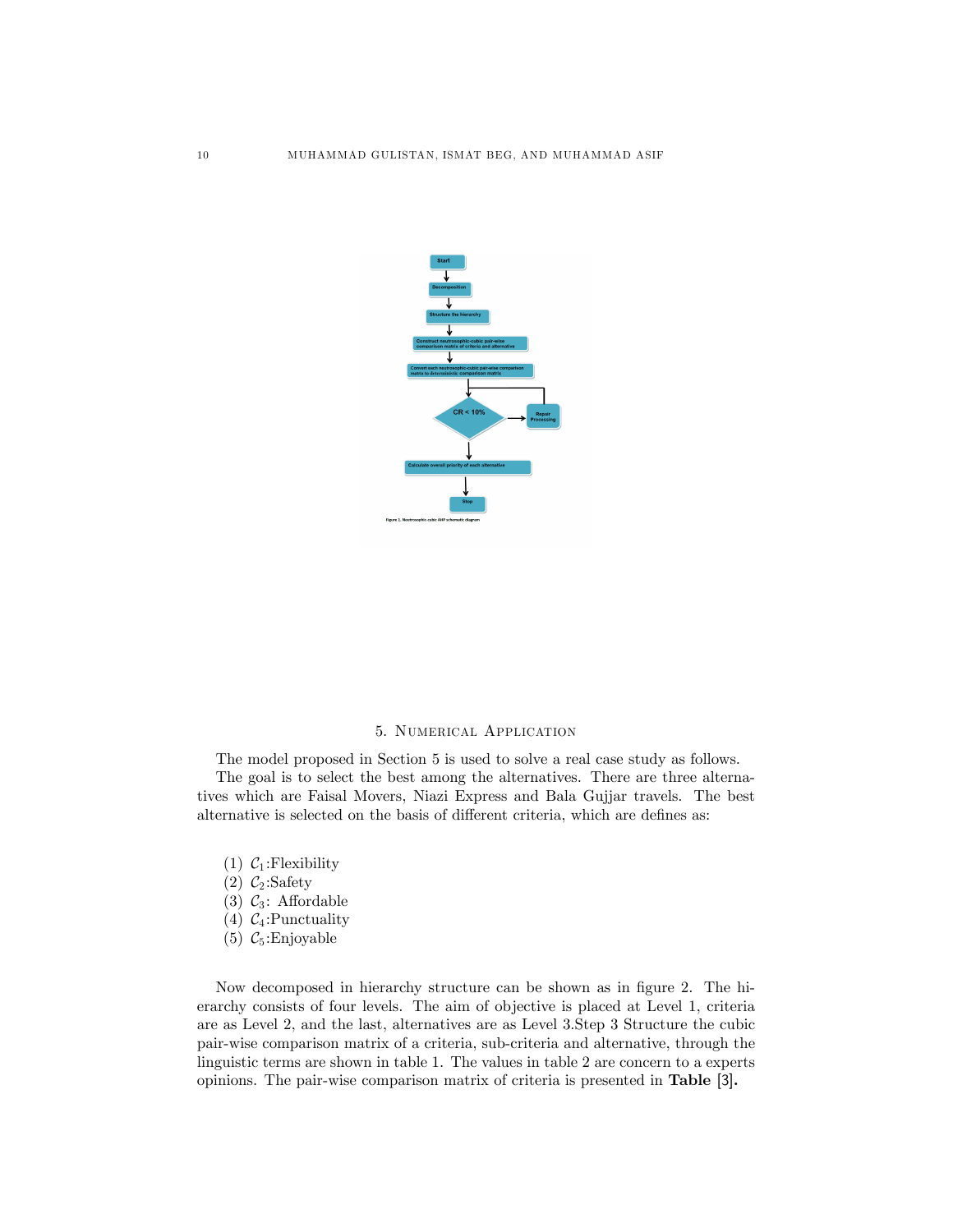Figure 1. Neutrosophic-cubic AHP schematic diagram

## 5. Numerical Application

The model proposed in Section 5 is used to solve a real case study as follows.

The goal is to select the best among the alternatives. There are three alternatives which are Faisal Movers, Niazi Express and Bala Gujjar travels. The best alternative is selected on the basis of different criteria, which are defines as:

(1) $\mathcal{C}_1$:Flexibility
(2) $\mathcal{C}_2$:Safety
(3) $\mathcal{C}_3$: Affordable
(4) $\mathcal{C}_4$:Punctuality
(5) $\mathcal{C}_5$:Enjoyable

Now decomposed in hierarchy structure can be shown as in figure 2. The hierarchy consists of four levels. The aim of objective is placed at Level 1, criteria are as Level 2, and the last, alternatives are as Level 3.Step 3 Structure the cubic pair-wise comparison matrix of a criteria, sub-criteria and alternative, through the linguistic terms are shown in table 1. The values in table 2 are concern to a experts opinions. The pair-wise comparison matrix of criteria is presented in **Table [3].**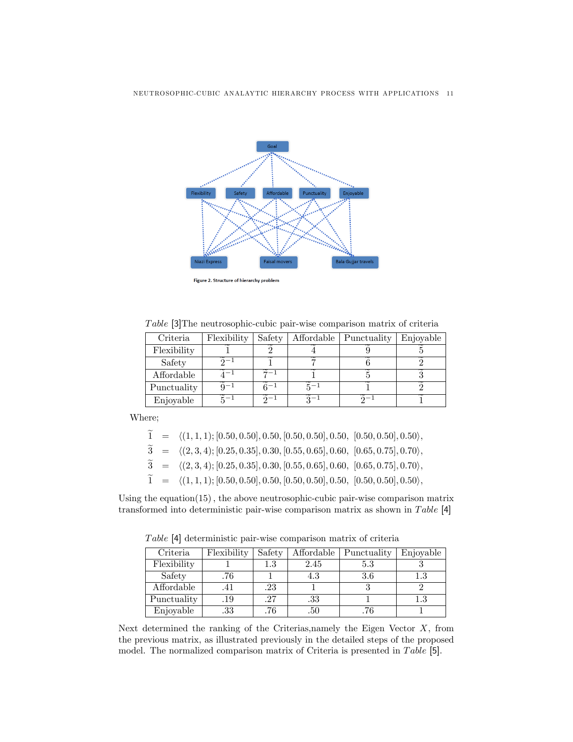Figure 2. Structure of hierarchy problem

*Table* [3]The neutrosophic-cubic pair-wise comparison matrix of criteria

| Criteria | Flexibility | Safety | Affordable | Punctuality | Enjoyable |
|---|---|---|---|---|---|
| Flexibility | $\tilde{1}$ | $\tilde{2}$ | $\tilde{4}$ | $\tilde{9}$ | $\tilde{5}$ |
| Safety | $\tilde{2}^{-1}$ | $\tilde{1}$ | $\tilde{7}$ | $\tilde{6}$ | $\tilde{2}$ |
| Affordable | $\tilde{4}^{-1}$ | $\tilde{7}^{-1}$ | $\tilde{1}$ | $\tilde{5}$ | $\tilde{3}$ |
| Punctuality | $\tilde{9}^{-1}$ | $\tilde{6}^{-1}$ | $\tilde{5}^{-1}$ | $\tilde{1}$ | $\tilde{2}$ |
| Enjoyable | $\tilde{5}^{-1}$ | $\tilde{2}^{-1}$ | $\tilde{3}^{-1}$ | $\tilde{2}^{-1}$ | $\tilde{1}$ |

Where;

$$\tilde{1} = \langle(1,1,1);[0.50,0.50],0.50,[0.50,0.50],0.50,\ [0.50,0.50],0.50\rangle,$$
$$\tilde{3} = \langle(2,3,4);[0.25,0.35],0.30,[0.55,0.65],0.60,\ [0.65,0.75],0.70\rangle,$$
$$\tilde{3} = \langle(2,3,4);[0.25,0.35],0.30,[0.55,0.65],0.60,\ [0.65,0.75],0.70\rangle,$$
$$\tilde{1} = \langle(1,1,1);[0.50,0.50],0.50,[0.50,0.50],0.50,\ [0.50,0.50],0.50\rangle,$$

Using the equation(15) , the above neutrosophic-cubic pair-wise comparison matrix transformed into deterministic pair-wise comparison matrix as shown in *Table* [4]

*Table* [4] deterministic pair-wise comparison matrix of criteria

| Criteria | Flexibility | Safety | Affordable | Punctuality | Enjoyable |
|---|---|---|---|---|---|
| Flexibility | 1 | 1.3 | 2.45 | 5.3 | 3 |
| Safety | .76 | 1 | 4.3 | 3.6 | 1.3 |
| Affordable | .41 | .23 | 1 | 3 | 2 |
| Punctuality | .19 | .27 | .33 | 1 | 1.3 |
| Enjoyable | .33 | .76 | .50 | .76 | 1 |

Next determined the ranking of the Criterias,namely the Eigen Vector $X$, from the previous matrix, as illustrated previously in the detailed steps of the proposed model. The normalized comparison matrix of Criteria is presented in *Table* [5].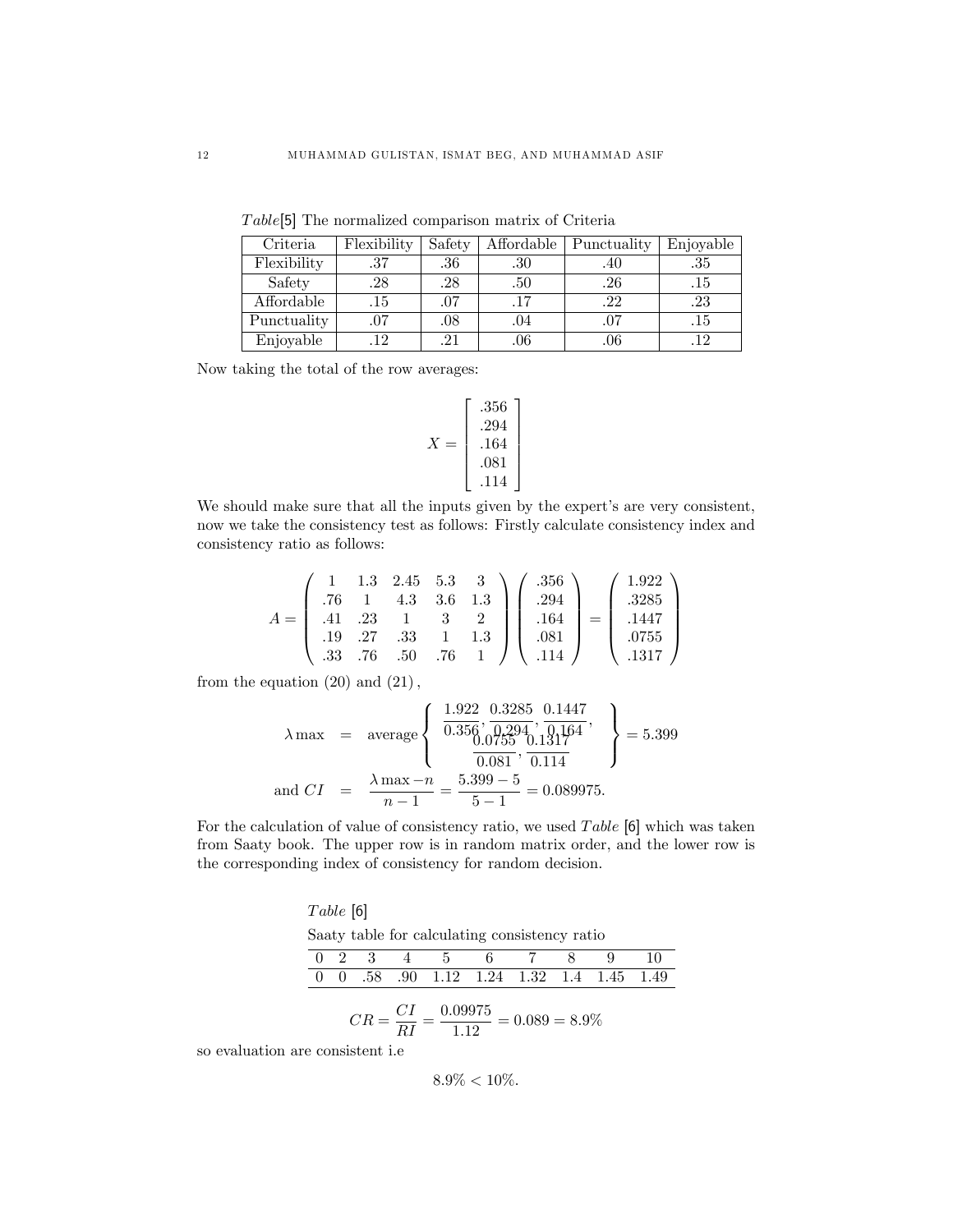$Table$[5] The normalized comparison matrix of Criteria

| Criteria | Flexibility | Safety | Affordable | Punctuality | Enjoyable |
|---|---|---|---|---|---|
| Flexibility | .37 | .36 | .30 | .40 | .35 |
| Safety | .28 | .28 | .50 | .26 | .15 |
| Affordable | .15 | .07 | .17 | .22 | .23 |
| Punctuality | .07 | .08 | .04 | .07 | .15 |
| Enjoyable | .12 | .21 | .06 | .06 | .12 |

Now taking the total of the row averages:

$$X = \begin{bmatrix} .356 \\ .294 \\ .164 \\ .081 \\ .114 \end{bmatrix}$$

We should make sure that all the inputs given by the expert's are very consistent, now we take the consistency test as follows: Firstly calculate consistency index and consistency ratio as follows:

$$A = \begin{pmatrix} 1 & 1.3 & 2.45 & 5.3 & 3 \\ .76 & 1 & 4.3 & 3.6 & 1.3 \\ .41 & .23 & 1 & 3 & 2 \\ .19 & .27 & .33 & 1 & 1.3 \\ .33 & .76 & .50 & .76 & 1 \end{pmatrix} \begin{pmatrix} .356 \\ .294 \\ .164 \\ .081 \\ .114 \end{pmatrix} = \begin{pmatrix} 1.922 \\ .3285 \\ .1447 \\ .0755 \\ .1317 \end{pmatrix}$$

from the equation (20) and (21),

$$\begin{aligned} \lambda \max &= \text{average} \left\{ \begin{array}{c} \frac{1.922}{0.356}, \frac{0.3285}{0.294}, \frac{0.1447}{0.164}, \\ \frac{0.0755}{0.081}, \frac{0.1317}{0.114} \end{array} \right\} = 5.399 \\ \text{and } CI &= \frac{\lambda \max - n}{n-1} = \frac{5.399 - 5}{5-1} = 0.089975. \end{aligned}$$

For the calculation of value of consistency ratio, we used $Table$ [6] which was taken from Saaty book. The upper row is in random matrix order, and the lower row is the corresponding index of consistency for random decision.

$Table$ [6]

Saaty table for calculating consistency ratio

| 0 | 2 | 3 | 4 | 5 | 6 | 7 | 8 | 9 | 10 |
|---|---|---|---|---|---|---|---|---|---|
| 0 | 0 | .58 | .90 | 1.12 | 1.24 | 1.32 | 1.4 | 1.45 | 1.49 |

$$CR = \frac{CI}{RI} = \frac{0.09975}{1.12} = 0.089 = 8.9\%$$

so evaluation are consistent i.e

$$8.9\% < 10\%.$$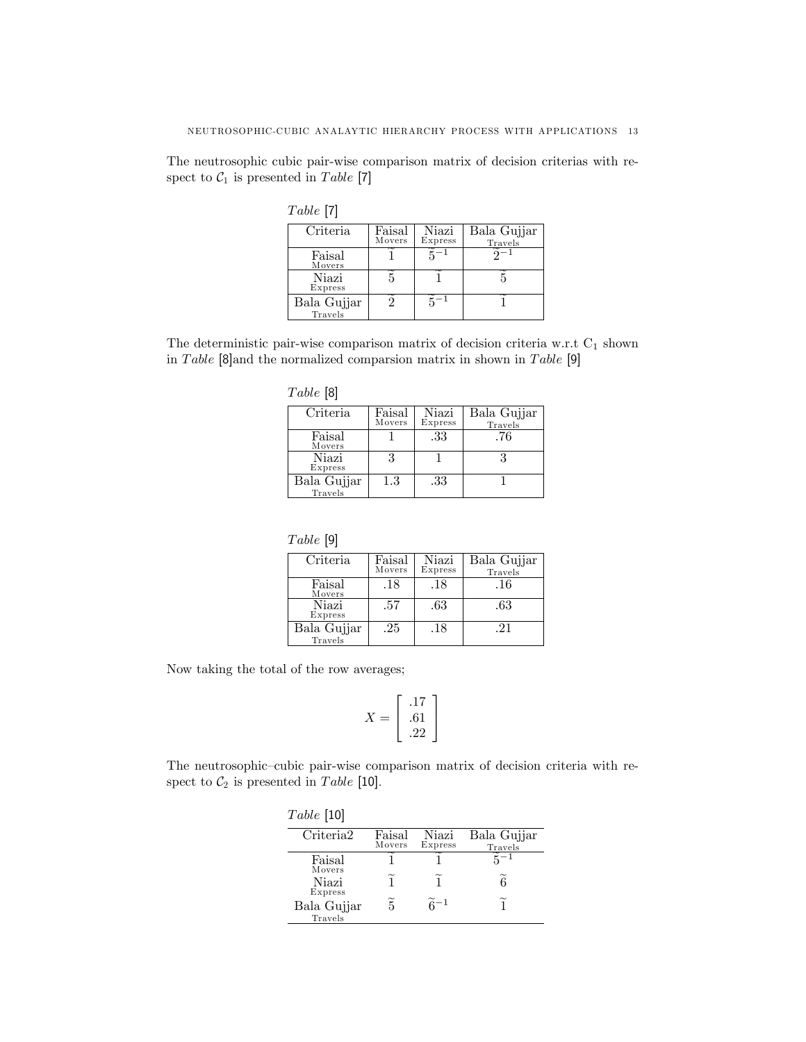The neutrosophic cubic pair-wise comparison matrix of decision criterias with respect to $\mathcal{C}_1$ is presented in *Table* [7]

*Table* [7]

| Criteria | Faisal Movers | Niazi Express | Bala Gujjar Travels |
|---|---|---|---|
| Faisal Movers | $\widetilde{1}$ | $\widetilde{5}^{-1}$ | $\widetilde{2}^{-1}$ |
| Niazi Express | $\widetilde{5}$ | $\widetilde{1}$ | $\widetilde{5}$ |
| Bala Gujjar Travels | $\widetilde{2}$ | $\widetilde{5}^{-1}$ | $\widetilde{1}$ |

The deterministic pair-wise comparison matrix of decision criteria w.r.t $C_1$ shown in *Table* [8]and the normalized comparsion matrix in shown in *Table* [9]

*Table* [8]

| Criteria | Faisal Movers | Niazi Express | Bala Gujjar Travels |
|---|---|---|---|
| Faisal Movers | 1 | .33 | .76 |
| Niazi Express | 3 | 1 | 3 |
| Bala Gujjar Travels | 1.3 | .33 | 1 |

*Table* [9]

| Criteria | Faisal Movers | Niazi Express | Bala Gujjar Travels |
|---|---|---|---|
| Faisal Movers | .18 | .18 | .16 |
| Niazi Express | .57 | .63 | .63 |
| Bala Gujjar Travels | .25 | .18 | .21 |

Now taking the total of the row averages;

$$X = \begin{bmatrix} .17 \\ .61 \\ .22 \end{bmatrix}$$

The neutrosophic–cubic pair-wise comparison matrix of decision criteria with respect to $\mathcal{C}_2$ is presented in *Table* [10].

*Table* [10]

| Criteria2 | Faisal Movers | Niazi Express | Bala Gujjar Travels |
|---|---|---|---|
| Faisal Movers | $\widetilde{1}$ | $\widetilde{1}$ | $\widetilde{5}^{-1}$ |
| Niazi Express | $\widetilde{1}$ | $\widetilde{1}$ | $\widetilde{6}$ |
| Bala Gujjar Travels | $\widetilde{5}$ | $\widetilde{6}^{-1}$ | $\widetilde{1}$ |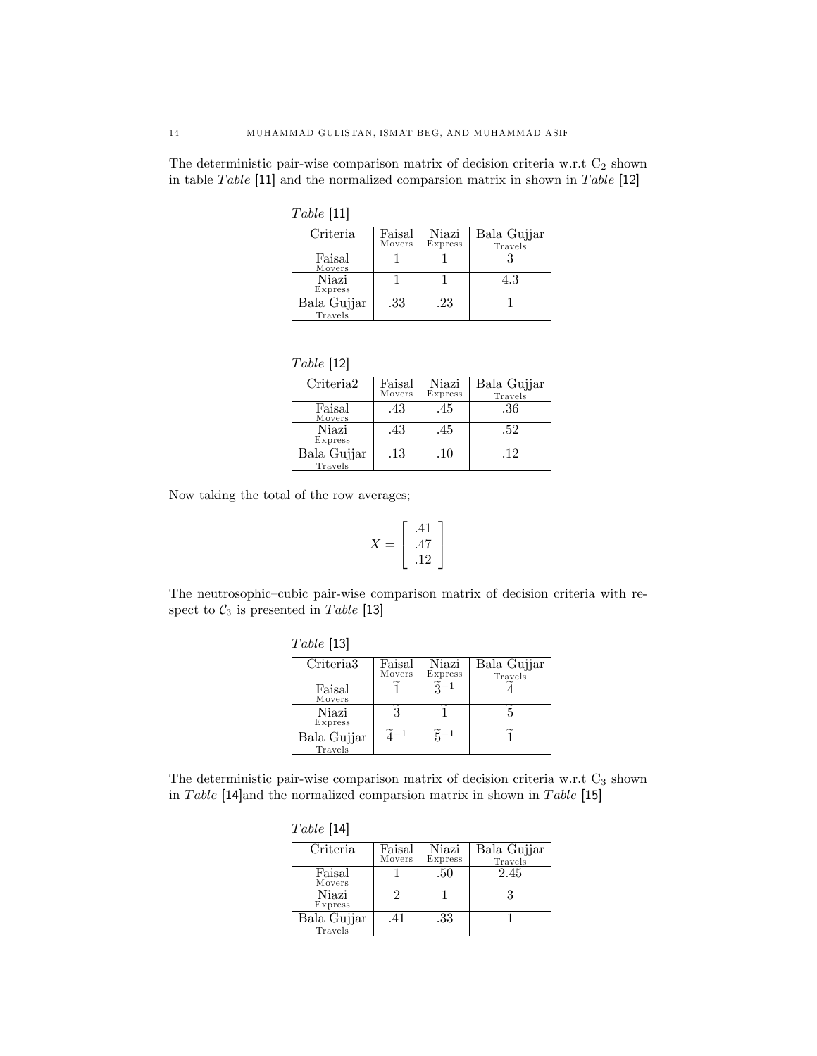The deterministic pair-wise comparison matrix of decision criteria w.r.t $C_2$ shown in table *Table* [11] and the normalized comparsion matrix in shown in *Table* [12]

*Table* [11]

| Criteria | Faisal Movers | Niazi Express | Bala Gujjar Travels |
|---|---|---|---|
| Faisal Movers | 1 | 1 | 3 |
| Niazi Express | 1 | 1 | 4.3 |
| Bala Gujjar Travels | .33 | .23 | 1 |

*Table* [12]

| Criteria2 | Faisal Movers | Niazi Express | Bala Gujjar Travels |
|---|---|---|---|
| Faisal Movers | .43 | .45 | .36 |
| Niazi Express | .43 | .45 | .52 |
| Bala Gujjar Travels | .13 | .10 | .12 |

Now taking the total of the row averages;

$$X = \begin{bmatrix} .41 \\ .47 \\ .12 \end{bmatrix}$$

The neutrosophic–cubic pair-wise comparison matrix of decision criteria with respect to $\mathcal{C}_3$ is presented in *Table* [13]

*Table* [13]

| Criteria3 | Faisal Movers | Niazi Express | Bala Gujjar Travels |
|---|---|---|---|
| Faisal Movers | $\tilde{1}$ | $\tilde{3}^{-1}$ | $\tilde{4}$ |
| Niazi Express | $\tilde{3}$ | $\tilde{1}$ | $\tilde{5}$ |
| Bala Gujjar Travels | $\tilde{4}^{-1}$ | $\tilde{5}^{-1}$ | $\tilde{1}$ |

The deterministic pair-wise comparison matrix of decision criteria w.r.t $C_3$ shown in *Table* [14]and the normalized comparsion matrix in shown in *Table* [15]

*Table* [14]

| Criteria | Faisal Movers | Niazi Express | Bala Gujjar Travels |
|---|---|---|---|
| Faisal Movers | 1 | .50 | 2.45 |
| Niazi Express | 2 | 1 | 3 |
| Bala Gujjar Travels | .41 | .33 | 1 |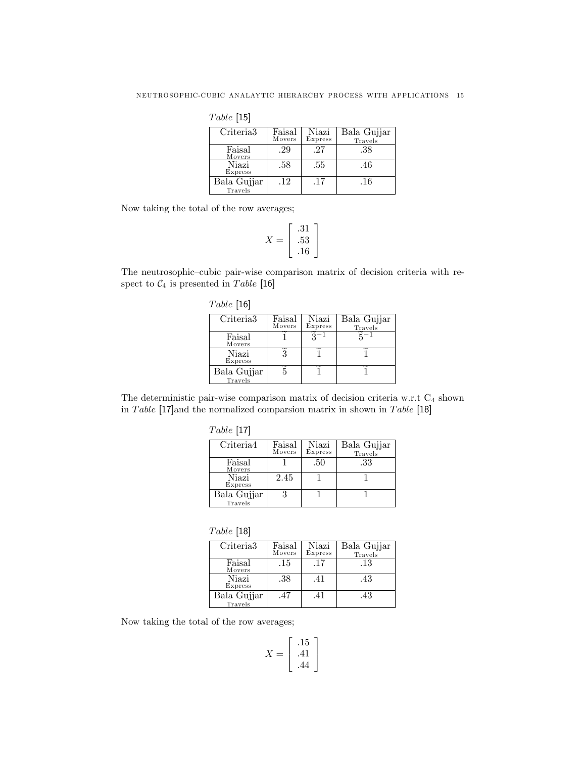*Table* [15]

| Criteria3 | Faisal Movers | Niazi Express | Bala Gujjar Travels |
|---|---|---|---|
| Faisal Movers | .29 | .27 | .38 |
| Niazi Express | .58 | .55 | .46 |
| Bala Gujjar Travels | .12 | .17 | .16 |

Now taking the total of the row averages;

$$X = \begin{bmatrix} .31 \\ .53 \\ .16 \end{bmatrix}$$

The neutrosophic–cubic pair-wise comparison matrix of decision criteria with respect to $\mathcal{C}_4$ is presented in *Table* [16]

*Table* [16]

| Criteria3 | Faisal Movers | Niazi Express | Bala Gujjar Travels |
|---|---|---|---|
| Faisal Movers | $\tilde{1}$ | $\tilde{3}^{-1}$ | $\tilde{5}^{-1}$ |
| Niazi Express | $\tilde{3}$ | $\tilde{1}$ | $\tilde{1}$ |
| Bala Gujjar Travels | $\tilde{5}$ | $\tilde{1}$ | $\tilde{1}$ |

The deterministic pair-wise comparison matrix of decision criteria w.r.t $C_4$ shown in *Table* [17]and the normalized comparsion matrix in shown in *Table* [18]

*Table* [17]

| Criteria4 | Faisal Movers | Niazi Express | Bala Gujjar Travels |
|---|---|---|---|
| Faisal Movers | 1 | .50 | .33 |
| Niazi Express | 2.45 | 1 | 1 |
| Bala Gujjar Travels | 3 | 1 | 1 |

*Table* [18]

| Criteria3 | Faisal Movers | Niazi Express | Bala Gujjar Travels |
|---|---|---|---|
| Faisal Movers | .15 | .17 | .13 |
| Niazi Express | .38 | .41 | .43 |
| Bala Gujjar Travels | .47 | .41 | .43 |

Now taking the total of the row averages;

$$X = \begin{bmatrix} .15 \\ .41 \\ .44 \end{bmatrix}$$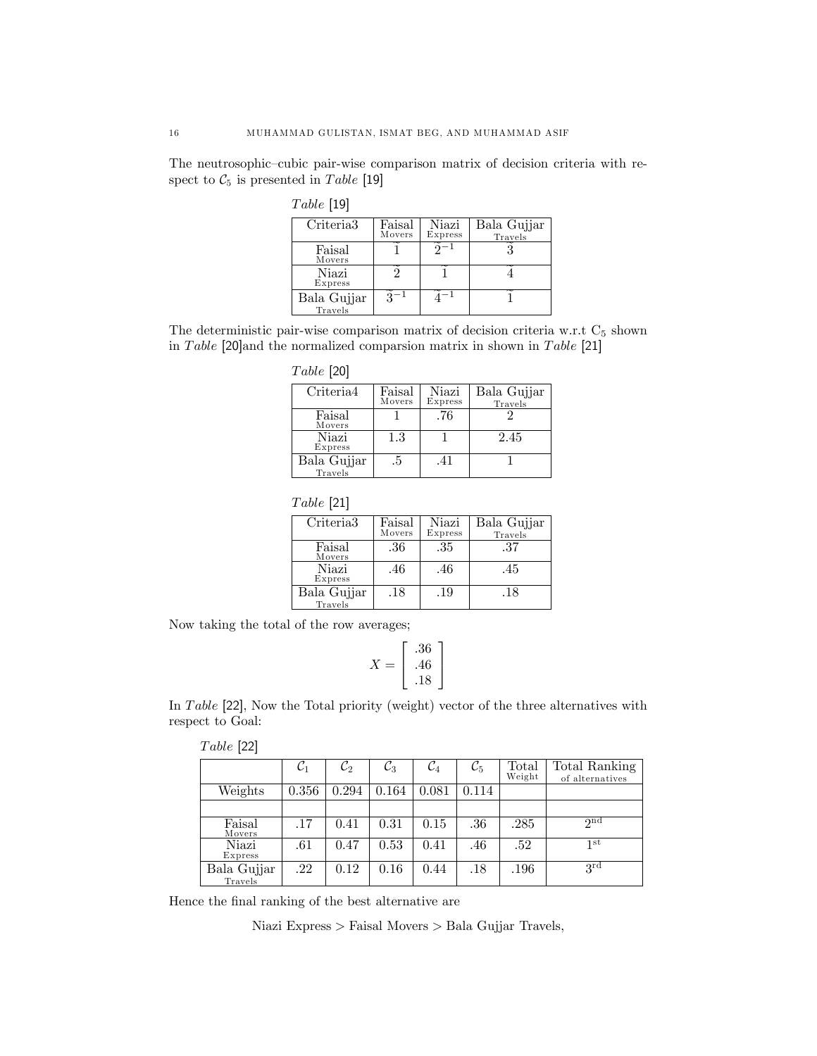The neutrosophic–cubic pair-wise comparison matrix of decision criteria with respect to $\mathcal{C}_5$ is presented in *Table* [19]

*Table* [19]

| Criteria3 | Faisal Movers | Niazi Express | Bala Gujjar Travels |
|---|---|---|---|
| Faisal Movers | $\tilde{1}$ | $\tilde{2}^{-1}$ | $\tilde{3}$ |
| Niazi Express | $\tilde{2}$ | $\tilde{1}$ | $\tilde{4}$ |
| Bala Gujjar Travels | $\tilde{3}^{-1}$ | $\tilde{4}^{-1}$ | $\tilde{1}$ |

The deterministic pair-wise comparison matrix of decision criteria w.r.t $C_5$ shown in *Table* [20]and the normalized comparsion matrix in shown in *Table* [21]

*Table* [20]

| Criteria4 | Faisal Movers | Niazi Express | Bala Gujjar Travels |
|---|---|---|---|
| Faisal Movers | 1 | .76 | 2 |
| Niazi Express | 1.3 | 1 | 2.45 |
| Bala Gujjar Travels | .5 | .41 | 1 |

*Table* [21]

| Criteria3 | Faisal Movers | Niazi Express | Bala Gujjar Travels |
|---|---|---|---|
| Faisal Movers | .36 | .35 | .37 |
| Niazi Express | .46 | .46 | .45 |
| Bala Gujjar Travels | .18 | .19 | .18 |

Now taking the total of the row averages;

$$X = \begin{bmatrix} .36 \\ .46 \\ .18 \end{bmatrix}$$

In *Table* [22], Now the Total priority (weight) vector of the three alternatives with respect to Goal:

*Table* [22]

| | $\mathcal{C}_1$ | $\mathcal{C}_2$ | $\mathcal{C}_3$ | $\mathcal{C}_4$ | $\mathcal{C}_5$ | Total Weight | Total Ranking of alternatives |
|---|---|---|---|---|---|---|---|
| Weights | 0.356 | 0.294 | 0.164 | 0.081 | 0.114 | | |
| | | | | | | | |
| Faisal Movers | .17 | 0.41 | 0.31 | 0.15 | .36 | .285 | 2nd |
| Niazi Express | .61 | 0.47 | 0.53 | 0.41 | .46 | .52 | 1st |
| Bala Gujjar Travels | .22 | 0.12 | 0.16 | 0.44 | .18 | .196 | 3rd |

Hence the final ranking of the best alternative are

$$\text{Niazi Express} > \text{Faisal Movers} > \text{Bala Gujjar Travels},$$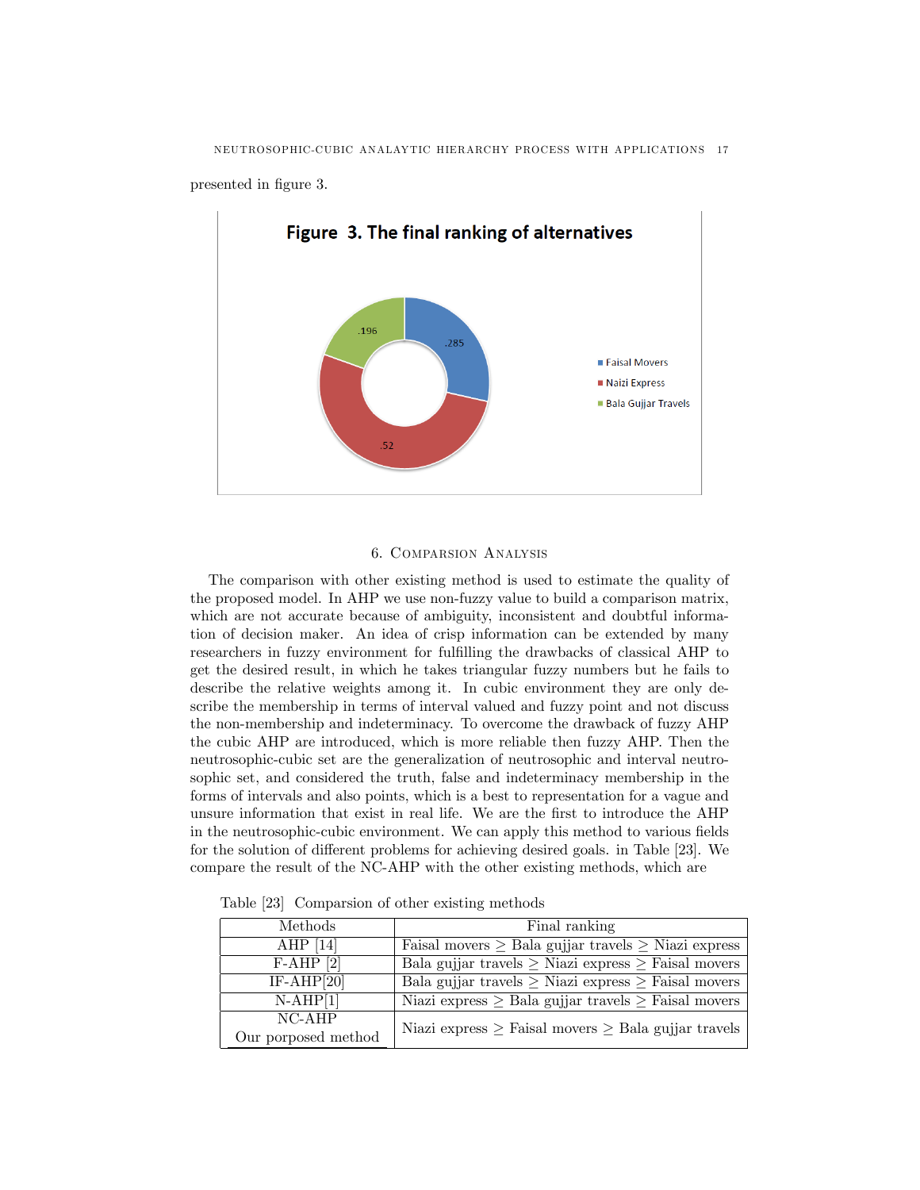presented in figure 3.

Figure 3. The final ranking of alternatives

## 6. Comparsion Analysis

The comparison with other existing method is used to estimate the quality of the proposed model. In AHP we use non-fuzzy value to build a comparison matrix, which are not accurate because of ambiguity, inconsistent and doubtful information of decision maker. An idea of crisp information can be extended by many researchers in fuzzy environment for fulfilling the drawbacks of classical AHP to get the desired result, in which he takes triangular fuzzy numbers but he fails to describe the relative weights among it. In cubic environment they are only describe the membership in terms of interval valued and fuzzy point and not discuss the non-membership and indeterminacy. To overcome the drawback of fuzzy AHP the cubic AHP are introduced, which is more reliable then fuzzy AHP. Then the neutrosophic-cubic set are the generalization of neutrosophic and interval neutrosophic set, and considered the truth, false and indeterminacy membership in the forms of intervals and also points, which is a best to representation for a vague and unsure information that exist in real life. We are the first to introduce the AHP in the neutrosophic-cubic environment. We can apply this method to various fields for the solution of different problems for achieving desired goals. in Table [23]. We compare the result of the NC-AHP with the other existing methods, which are

Table [23] Comparsion of other existing methods

| Methods | Final ranking |
| --- | --- |
| AHP [14] | Faisal movers $\geq$ Bala gujjar travels $\geq$ Niazi express |
| F-AHP [2] | Bala gujjar travels $\geq$ Niazi express $\geq$ Faisal movers |
| IF-AHP[20] | Bala gujjar travels $\geq$ Niazi express $\geq$ Faisal movers |
| N-AHP[1] | Niazi express $\geq$ Bala gujjar travels $\geq$ Faisal movers |
| NC-AHP Our porposed method | Niazi express $\geq$ Faisal movers $\geq$ Bala gujjar travels |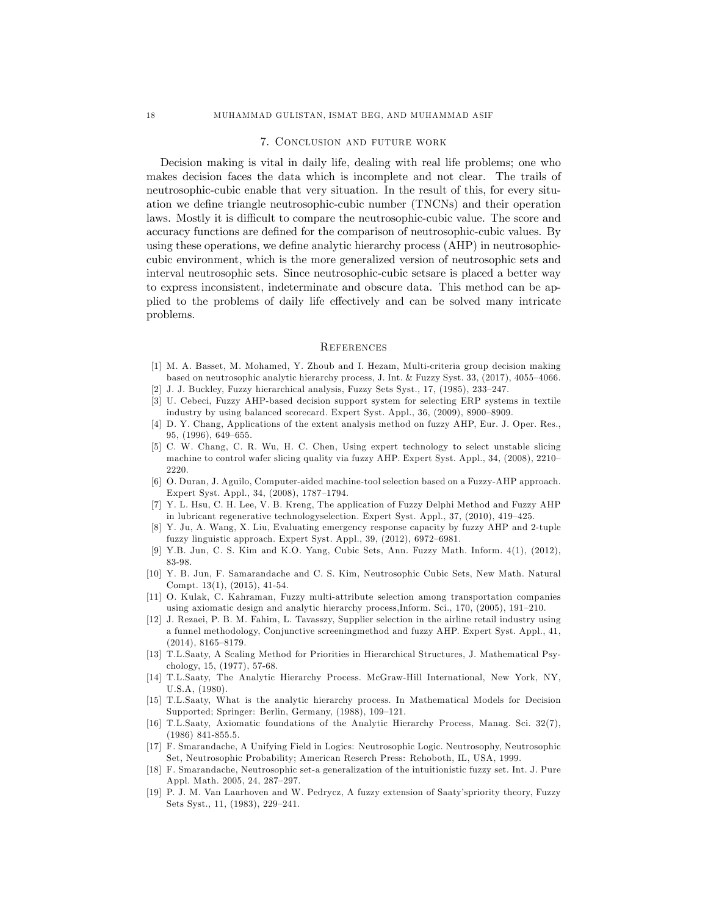## 7. Conclusion and future work

Decision making is vital in daily life, dealing with real life problems; one who makes decision faces the data which is incomplete and not clear. The trails of neutrosophic-cubic enable that very situation. In the result of this, for every situation we define triangle neutrosophic-cubic number (TNCNs) and their operation laws. Mostly it is difficult to compare the neutrosophic-cubic value. The score and accuracy functions are defined for the comparison of neutrosophic-cubic values. By using these operations, we define analytic hierarchy process (AHP) in neutrosophic-cubic environment, which is the more generalized version of neutrosophic sets and interval neutrosophic sets. Since neutrosophic-cubic setsare is placed a better way to express inconsistent, indeterminate and obscure data. This method can be applied to the problems of daily life effectively and can be solved many intricate problems.

## References

[1] M. A. Basset, M. Mohamed, Y. Zhoub and I. Hezam, Multi-criteria group decision making based on neutrosophic analytic hierarchy process, J. Int. & Fuzzy Syst. 33, (2017), 4055–4066.

[2] J. J. Buckley, Fuzzy hierarchical analysis, Fuzzy Sets Syst., 17, (1985), 233–247.

[3] U. Cebeci, Fuzzy AHP-based decision support system for selecting ERP systems in textile industry by using balanced scorecard. Expert Syst. Appl., 36, (2009), 8900–8909.

[4] D. Y. Chang, Applications of the extent analysis method on fuzzy AHP, Eur. J. Oper. Res., 95, (1996), 649–655.

[5] C. W. Chang, C. R. Wu, H. C. Chen, Using expert technology to select unstable slicing machine to control wafer slicing quality via fuzzy AHP. Expert Syst. Appl., 34, (2008), 2210–2220.

[6] O. Duran, J. Aguilo, Computer-aided machine-tool selection based on a Fuzzy-AHP approach. Expert Syst. Appl., 34, (2008), 1787–1794.

[7] Y. L. Hsu, C. H. Lee, V. B. Kreng, The application of Fuzzy Delphi Method and Fuzzy AHP in lubricant regenerative technologyselection. Expert Syst. Appl., 37, (2010), 419–425.

[8] Y. Ju, A. Wang, X. Liu, Evaluating emergency response capacity by fuzzy AHP and 2-tuple fuzzy linguistic approach. Expert Syst. Appl., 39, (2012), 6972–6981.

[9] Y.B. Jun, C. S. Kim and K.O. Yang, Cubic Sets, Ann. Fuzzy Math. Inform. 4(1), (2012), 83-98.

[10] Y. B. Jun, F. Samarandache and C. S. Kim, Neutrosophic Cubic Sets, New Math. Natural Compt. 13(1), (2015), 41-54.

[11] O. Kulak, C. Kahraman, Fuzzy multi-attribute selection among transportation companies using axiomatic design and analytic hierarchy process,Inform. Sci., 170, (2005), 191–210.

[12] J. Rezaei, P. B. M. Fahim, L. Tavasszy, Supplier selection in the airline retail industry using a funnel methodology, Conjunctive screeningmethod and fuzzy AHP. Expert Syst. Appl., 41, (2014), 8165–8179.

[13] T.L.Saaty, A Scaling Method for Priorities in Hierarchical Structures, J. Mathematical Psychology, 15, (1977), 57-68.

[14] T.L.Saaty, The Analytic Hierarchy Process. McGraw-Hill International, New York, NY, U.S.A, (1980).

[15] T.L.Saaty, What is the analytic hierarchy process. In Mathematical Models for Decision Supported; Springer: Berlin, Germany, (1988), 109–121.

[16] T.L.Saaty, Axiomatic foundations of the Analytic Hierarchy Process, Manag. Sci. 32(7), (1986) 841-855.5.

[17] F. Smarandache, A Unifying Field in Logics: Neutrosophic Logic. Neutrosophy, Neutrosophic Set, Neutrosophic Probability; American Reserch Press: Rehoboth, IL, USA, 1999.

[18] F. Smarandache, Neutrosophic set-a generalization of the intuitionistic fuzzy set. Int. J. Pure Appl. Math. 2005, 24, 287–297.

[19] P. J. M. Van Laarhoven and W. Pedrycz, A fuzzy extension of Saaty'spriority theory, Fuzzy Sets Syst., 11, (1983), 229–241.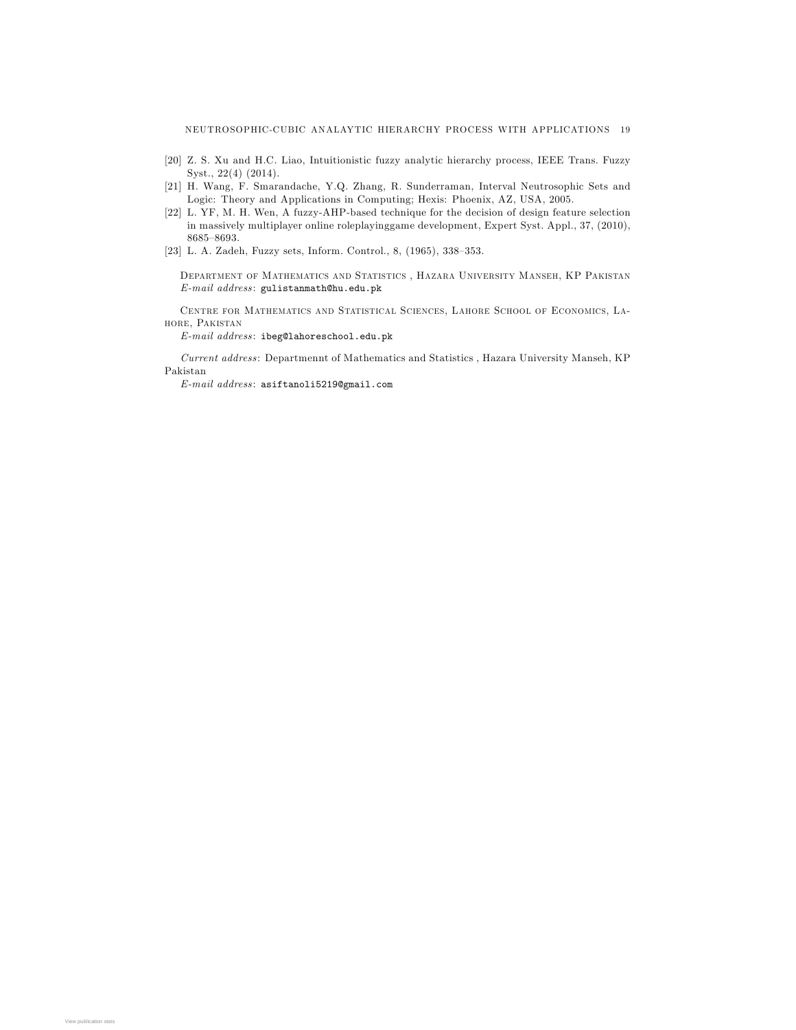[20] Z. S. Xu and H.C. Liao, Intuitionistic fuzzy analytic hierarchy process, IEEE Trans. Fuzzy Syst., 22(4) (2014).

[21] H. Wang, F. Smarandache, Y.Q. Zhang, R. Sunderraman, Interval Neutrosophic Sets and Logic: Theory and Applications in Computing; Hexis: Phoenix, AZ, USA, 2005.

[22] L. YF, M. H. Wen, A fuzzy-AHP-based technique for the decision of design feature selection in massively multiplayer online roleplayinggame development, Expert Syst. Appl., 37, (2010), 8685–8693.

[23] L. A. Zadeh, Fuzzy sets, Inform. Control., 8, (1965), 338–353.

Department of Mathematics and Statistics , Hazara University Manseh, KP Pakistan
*E-mail address*: gulistanmath@hu.edu.pk

Centre for Mathematics and Statistical Sciences, Lahore School of Economics, Lahore, Pakistan
*E-mail address*: ibeg@lahoreschool.edu.pk

*Current address*: Departmennt of Mathematics and Statistics , Hazara University Manseh, KP Pakistan
*E-mail address*: asiftanoli5219@gmail.com